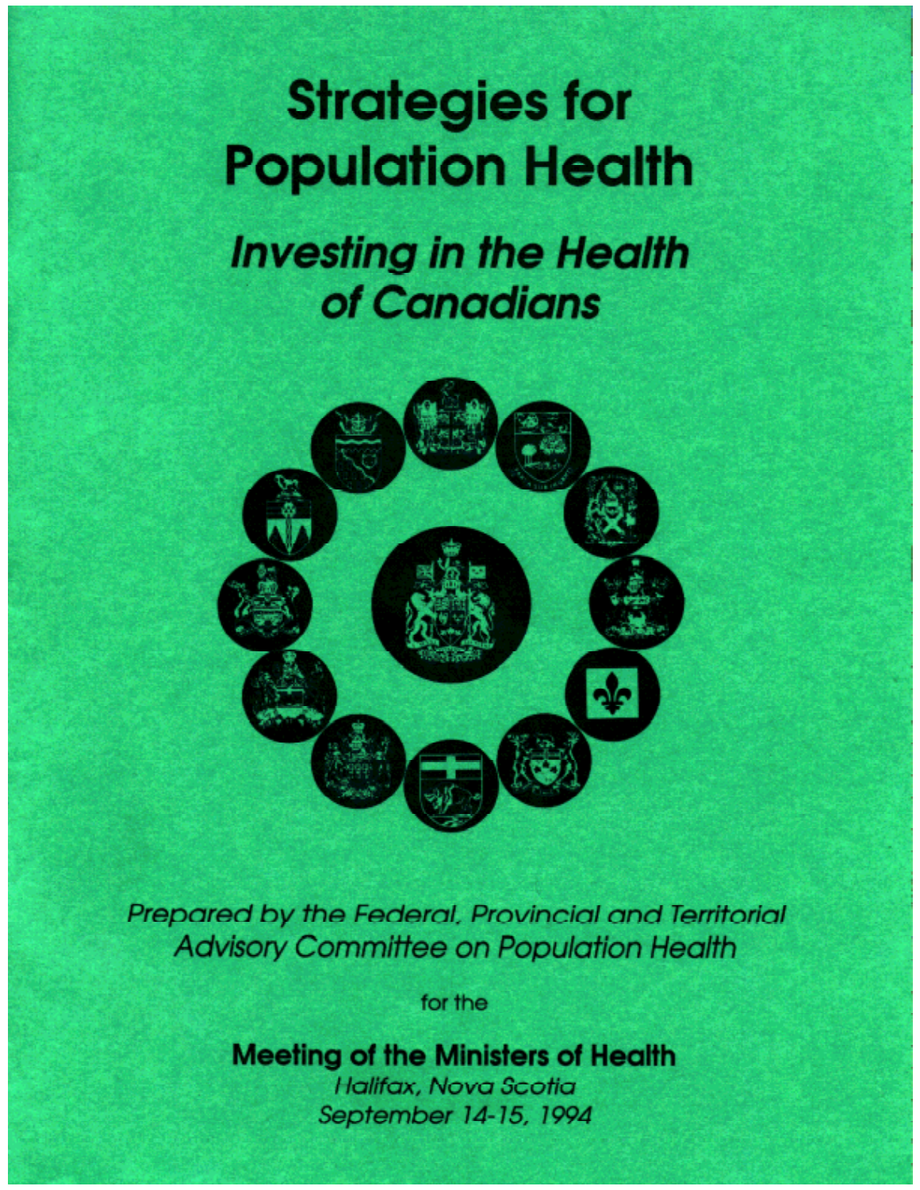# Strategies for Population Health

## *Investing in the Health of Canadians*

*Prepared by the Federal, Provincial and Territorial Advisory Committee on Population Health*

for the

**Meeting of the Ministers of Health**

*Halifax, Nova Scotia*

*September 14-15, 1994*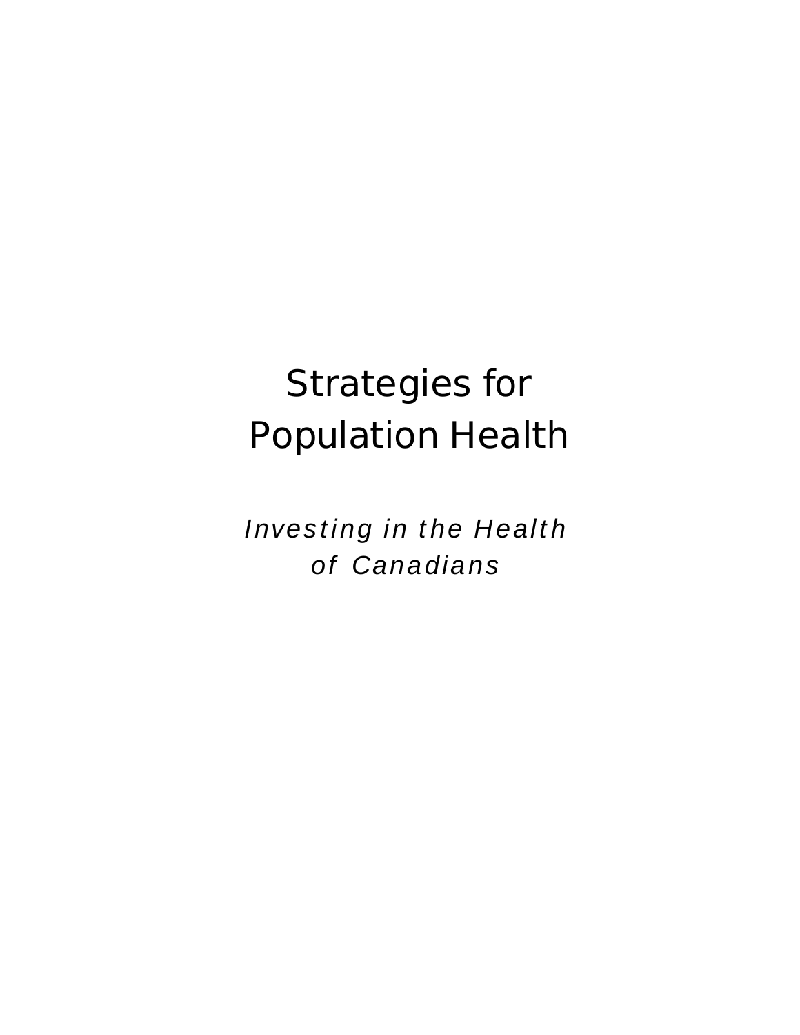# Strategies for Population Health

*Investing in the Health of Canadians*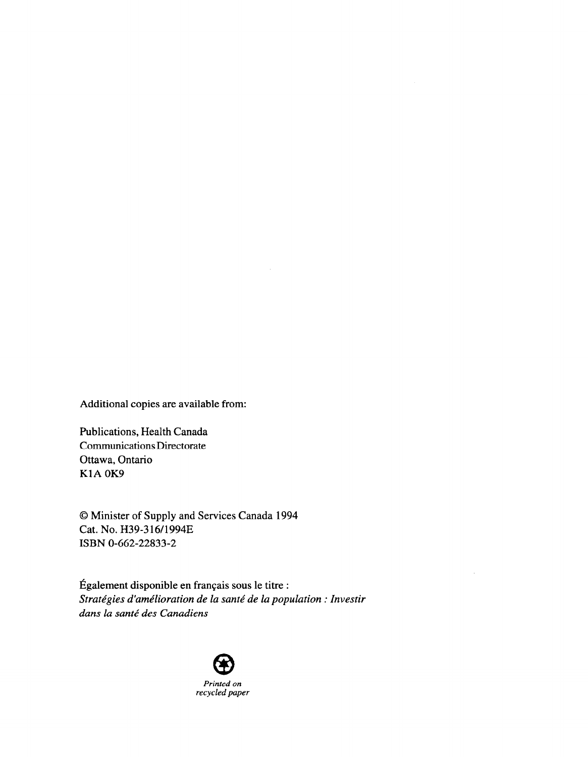Additional copies are available from:

Publications, Health Canada
Communications Directorate
Ottawa, Ontario
K1A 0K9

© Minister of Supply and Services Canada 1994
Cat. No. H39-316/1994E
ISBN 0-662-22833-2

Également disponible en français sous le titre :
*Stratégies d'amélioration de la santé de la population : Investir dans la santé des Canadiens*

*Printed on recycled paper*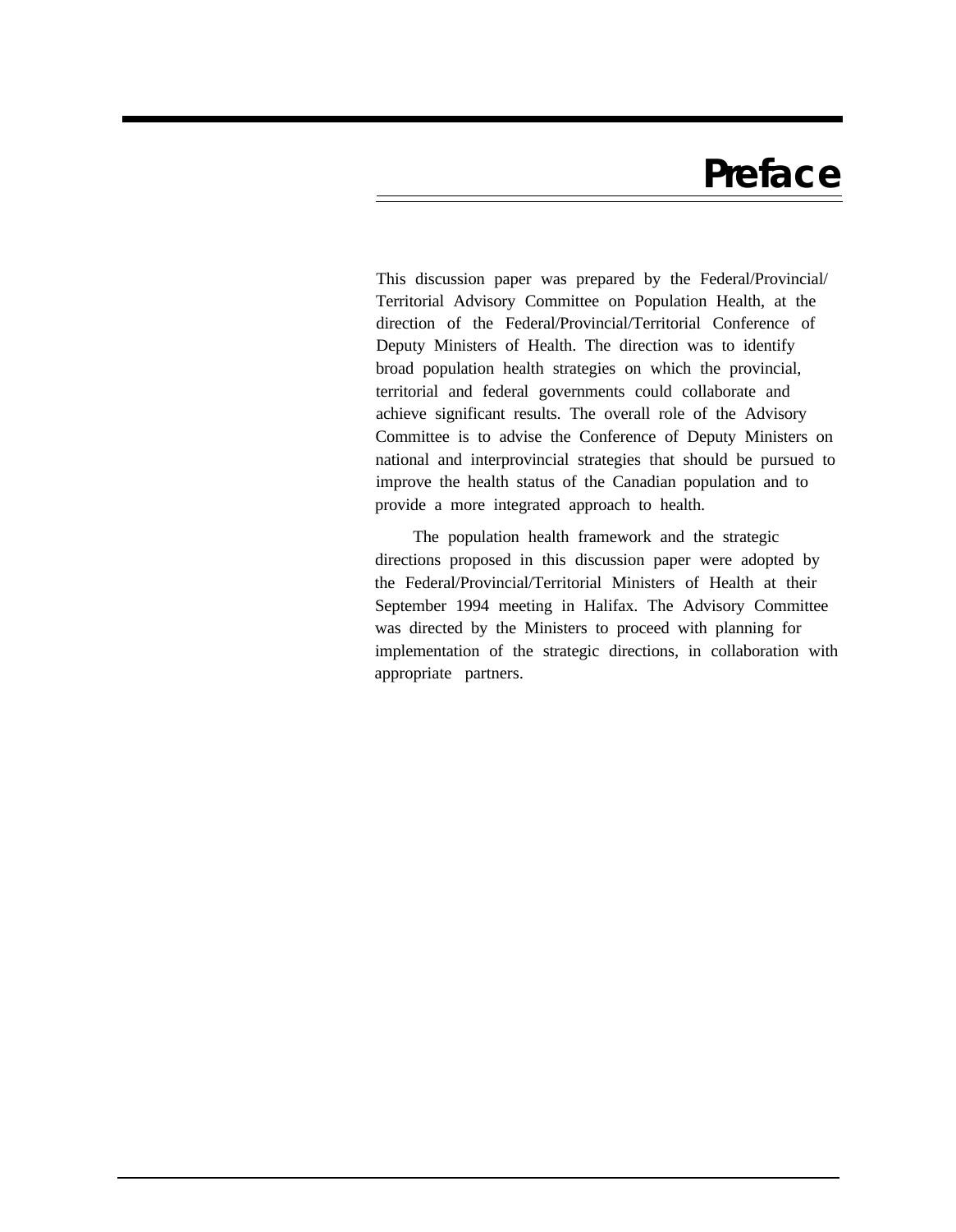# Preface

This discussion paper was prepared by the Federal/Provincial/Territorial Advisory Committee on Population Health, at the direction of the Federal/Provincial/Territorial Conference of Deputy Ministers of Health. The direction was to identify broad population health strategies on which the provincial, territorial and federal governments could collaborate and achieve significant results. The overall role of the Advisory Committee is to advise the Conference of Deputy Ministers on national and interprovincial strategies that should be pursued to improve the health status of the Canadian population and to provide a more integrated approach to health.

The population health framework and the strategic directions proposed in this discussion paper were adopted by the Federal/Provincial/Territorial Ministers of Health at their September 1994 meeting in Halifax. The Advisory Committee was directed by the Ministers to proceed with planning for implementation of the strategic directions, in collaboration with appropriate partners.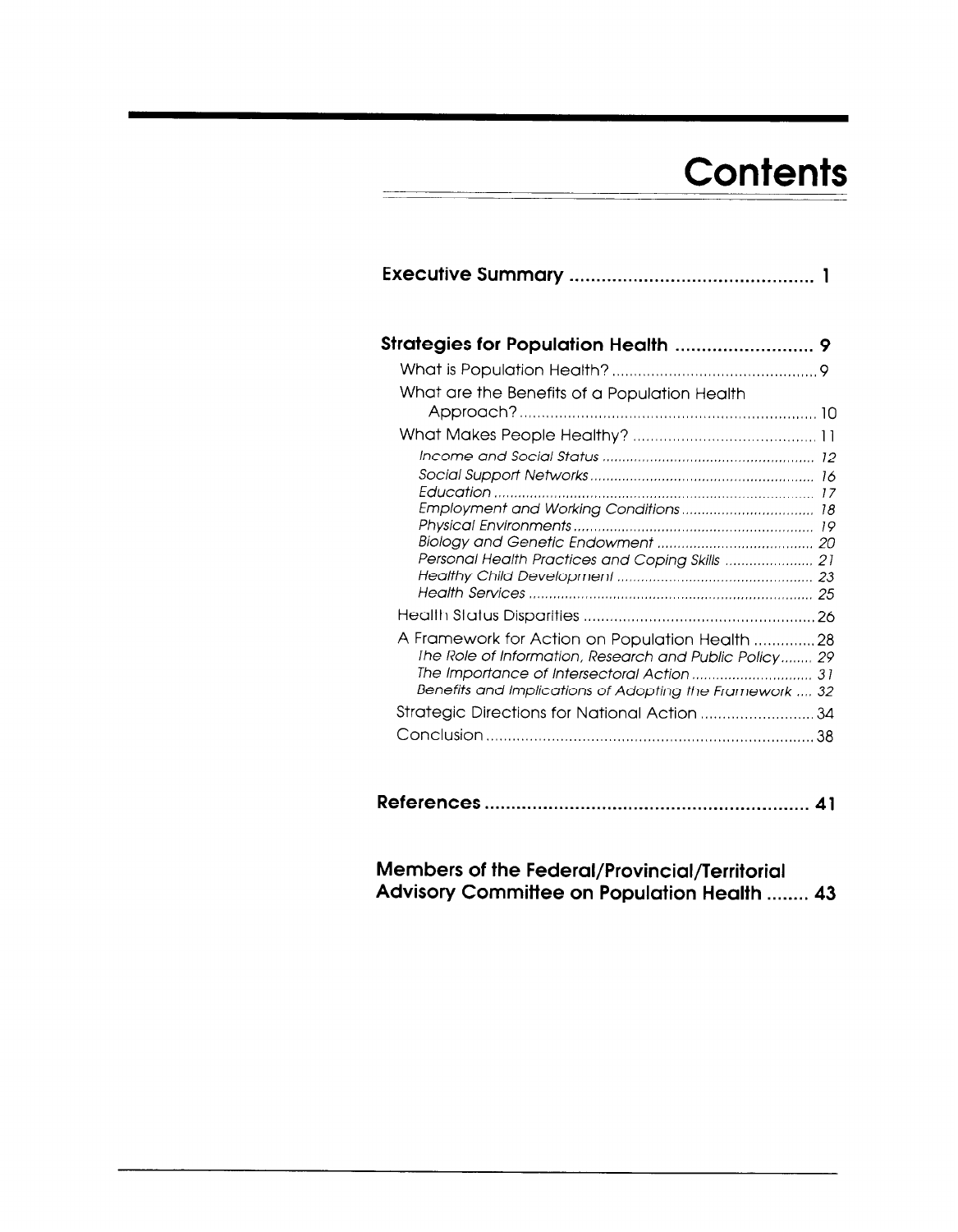# Contents

**Executive Summary** ............................................ **1**

**Strategies for Population Health** ......................... **9**

- What is Population Health? ............................................... 9
- What are the Benefits of a Population Health Approach? .................................................................... 10
- What Makes People Healthy? .......................................... 11
  - *Income and Social Status* ..................................................... *12*
  - *Social Support Networks* ....................................................... *16*
  - *Education* .............................................................................. *17*
  - *Employment and Working Conditions* ................................. *18*
  - *Physical Environments* .......................................................... *19*
  - *Biology and Genetic Endowment* ....................................... *20*
  - *Personal Health Practices and Coping Skills* ...................... *21*
  - *Healthy Child Development* ................................................ *23*
  - *Health Services* ...................................................................... *25*
- Health Status Disparities ..................................................... 26
- A Framework for Action on Population Health .............. 28
  - *The Role of Information, Research and Public Policy* ........ *29*
  - *The Importance of Intersectoral Action* ............................. *31*
  - *Benefits and Implications of Adopting the Framework* .... *32*
- Strategic Directions for National Action .......................... 34
- Conclusion .......................................................................... 38

**References** ........................................................... **41**

**Members of the Federal/Provincial/Territorial Advisory Committee on Population Health** ........ **43**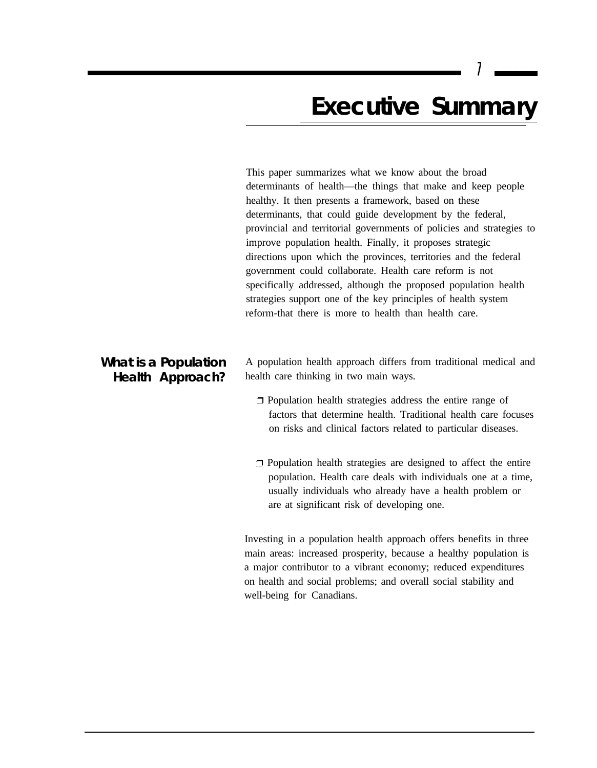# Executive Summary

This paper summarizes what we know about the broad determinants of health—the things that make and keep people healthy. It then presents a framework, based on these determinants, that could guide development by the federal, provincial and territorial governments of policies and strategies to improve population health. Finally, it proposes strategic directions upon which the provinces, territories and the federal government could collaborate. Health care reform is not specifically addressed, although the proposed population health strategies support one of the key principles of health system reform-that there is more to health than health care.

## What is a Population Health Approach?

A population health approach differs from traditional medical and health care thinking in two main ways.

- Population health strategies address the entire range of factors that determine health. Traditional health care focuses on risks and clinical factors related to particular diseases.
- Population health strategies are designed to affect the entire population. Health care deals with individuals one at a time, usually individuals who already have a health problem or are at significant risk of developing one.

Investing in a population health approach offers benefits in three main areas: increased prosperity, because a healthy population is a major contributor to a vibrant economy; reduced expenditures on health and social problems; and overall social stability and well-being for Canadians.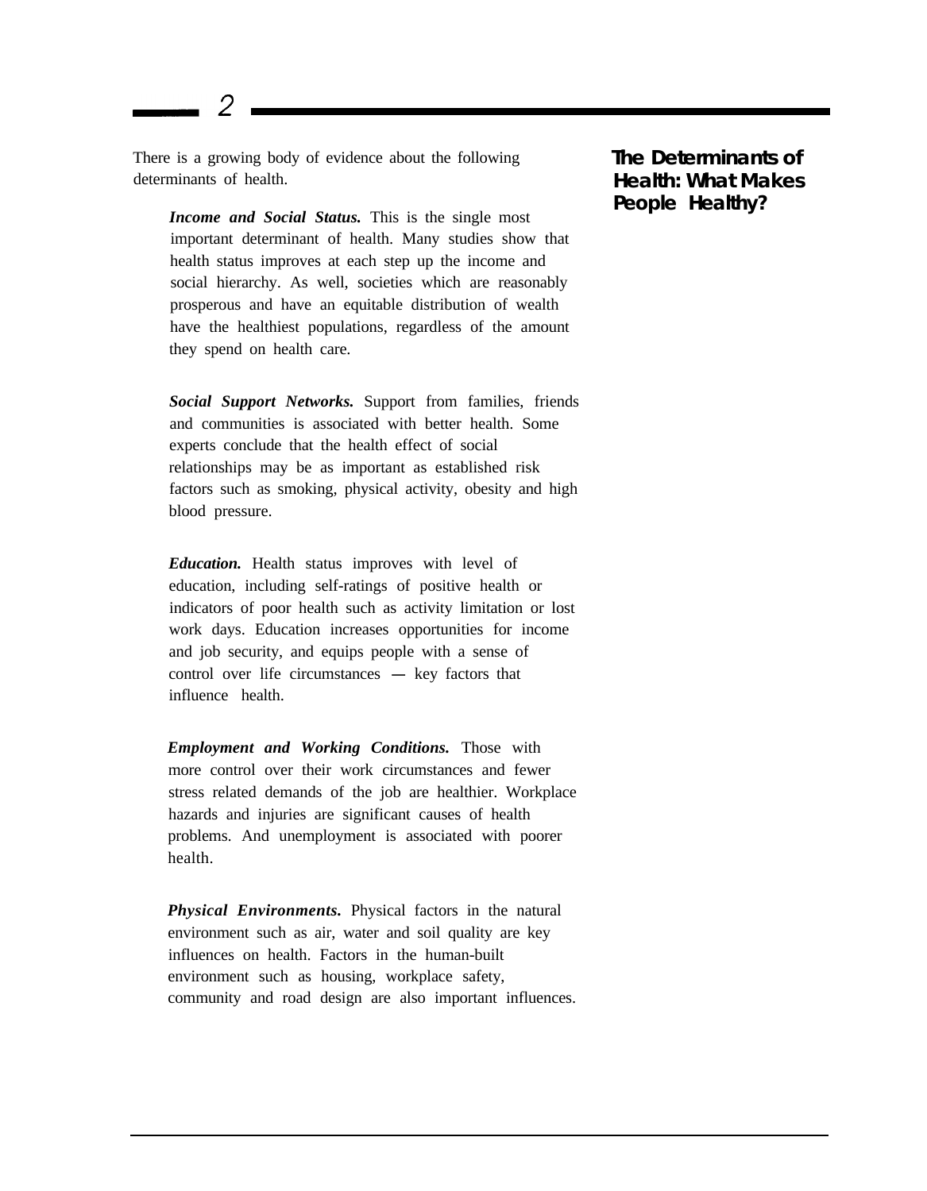## The Determinants of Health: What Makes People Healthy?

There is a growing body of evidence about the following determinants of health.

***Income and Social Status.*** This is the single most important determinant of health. Many studies show that health status improves at each step up the income and social hierarchy. As well, societies which are reasonably prosperous and have an equitable distribution of wealth have the healthiest populations, regardless of the amount they spend on health care.

***Social Support Networks.*** Support from families, friends and communities is associated with better health. Some experts conclude that the health effect of social relationships may be as important as established risk factors such as smoking, physical activity, obesity and high blood pressure.

***Education.*** Health status improves with level of education, including self-ratings of positive health or indicators of poor health such as activity limitation or lost work days. Education increases opportunities for income and job security, and equips people with a sense of control over life circumstances — key factors that influence health.

***Employment and Working Conditions.*** Those with more control over their work circumstances and fewer stress related demands of the job are healthier. Workplace hazards and injuries are significant causes of health problems. And unemployment is associated with poorer health.

***Physical Environments.*** Physical factors in the natural environment such as air, water and soil quality are key influences on health. Factors in the human-built environment such as housing, workplace safety, community and road design are also important influences.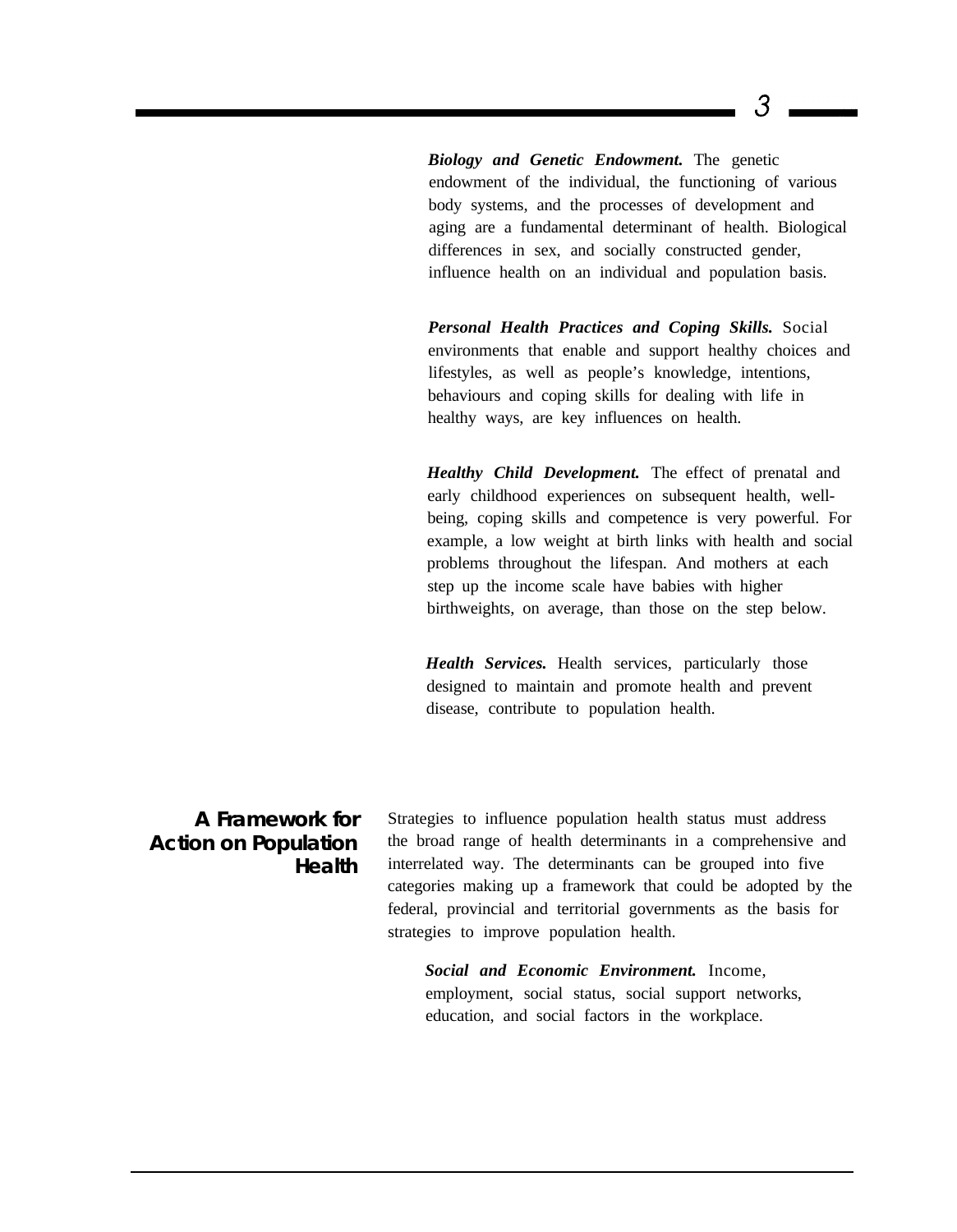***Biology and Genetic Endowment.*** The genetic endowment of the individual, the functioning of various body systems, and the processes of development and aging are a fundamental determinant of health. Biological differences in sex, and socially constructed gender, influence health on an individual and population basis.

***Personal Health Practices and Coping Skills.*** Social environments that enable and support healthy choices and lifestyles, as well as people's knowledge, intentions, behaviours and coping skills for dealing with life in healthy ways, are key influences on health.

***Healthy Child Development.*** The effect of prenatal and early childhood experiences on subsequent health, well-being, coping skills and competence is very powerful. For example, a low weight at birth links with health and social problems throughout the lifespan. And mothers at each step up the income scale have babies with higher birthweights, on average, than those on the step below.

***Health Services.*** Health services, particularly those designed to maintain and promote health and prevent disease, contribute to population health.

## A Framework for Action on Population Health

Strategies to influence population health status must address the broad range of health determinants in a comprehensive and interrelated way. The determinants can be grouped into five categories making up a framework that could be adopted by the federal, provincial and territorial governments as the basis for strategies to improve population health.

***Social and Economic Environment.*** Income, employment, social status, social support networks, education, and social factors in the workplace.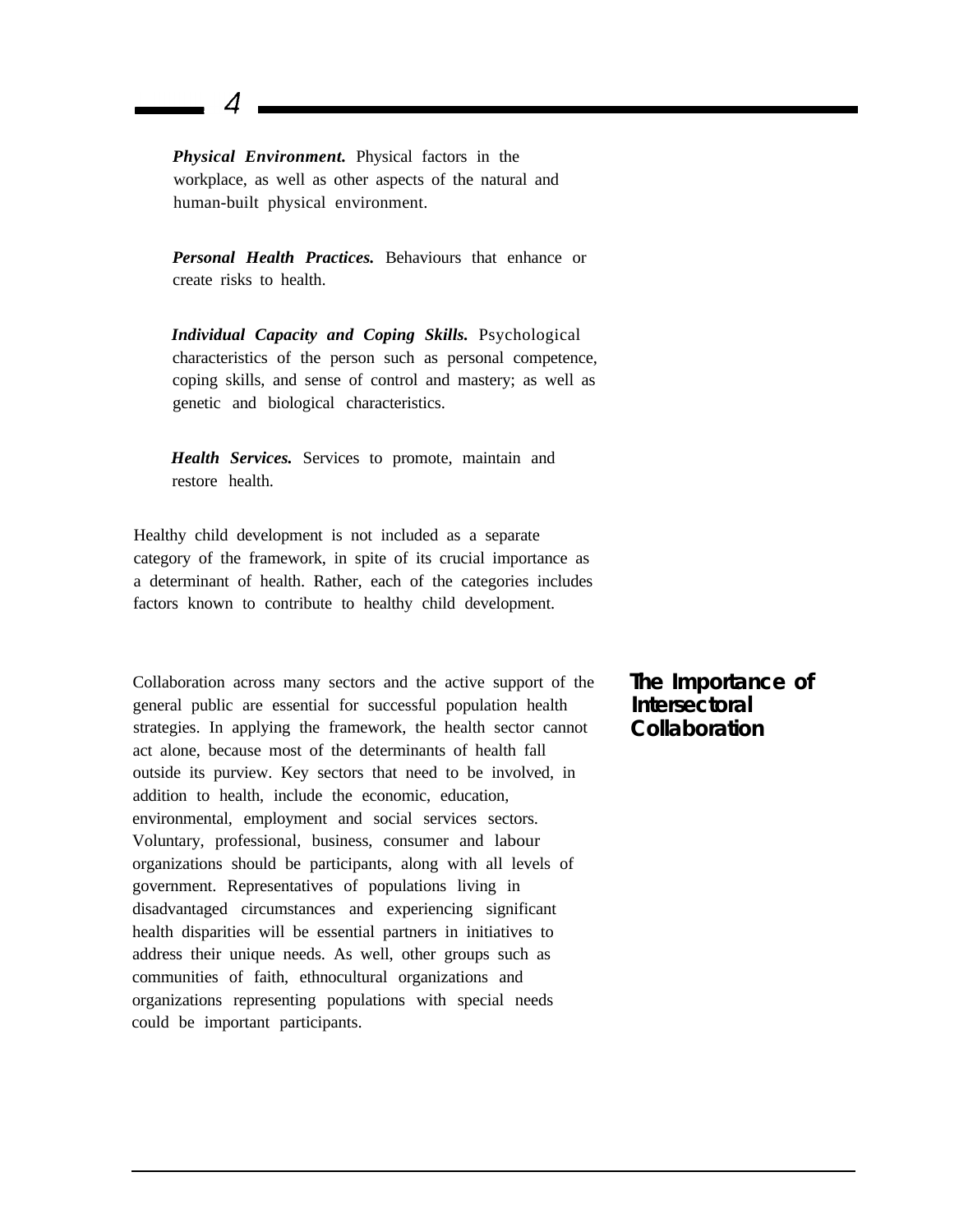***Physical Environment.*** Physical factors in the workplace, as well as other aspects of the natural and human-built physical environment.

***Personal Health Practices.*** Behaviours that enhance or create risks to health.

***Individual Capacity and Coping Skills.*** Psychological characteristics of the person such as personal competence, coping skills, and sense of control and mastery; as well as genetic and biological characteristics.

***Health Services.*** Services to promote, maintain and restore health.

Healthy child development is not included as a separate category of the framework, in spite of its crucial importance as a determinant of health. Rather, each of the categories includes factors known to contribute to healthy child development.

## The Importance of Intersectoral Collaboration

Collaboration across many sectors and the active support of the general public are essential for successful population health strategies. In applying the framework, the health sector cannot act alone, because most of the determinants of health fall outside its purview. Key sectors that need to be involved, in addition to health, include the economic, education, environmental, employment and social services sectors. Voluntary, professional, business, consumer and labour organizations should be participants, along with all levels of government. Representatives of populations living in disadvantaged circumstances and experiencing significant health disparities will be essential partners in initiatives to address their unique needs. As well, other groups such as communities of faith, ethnocultural organizations and organizations representing populations with special needs could be important participants.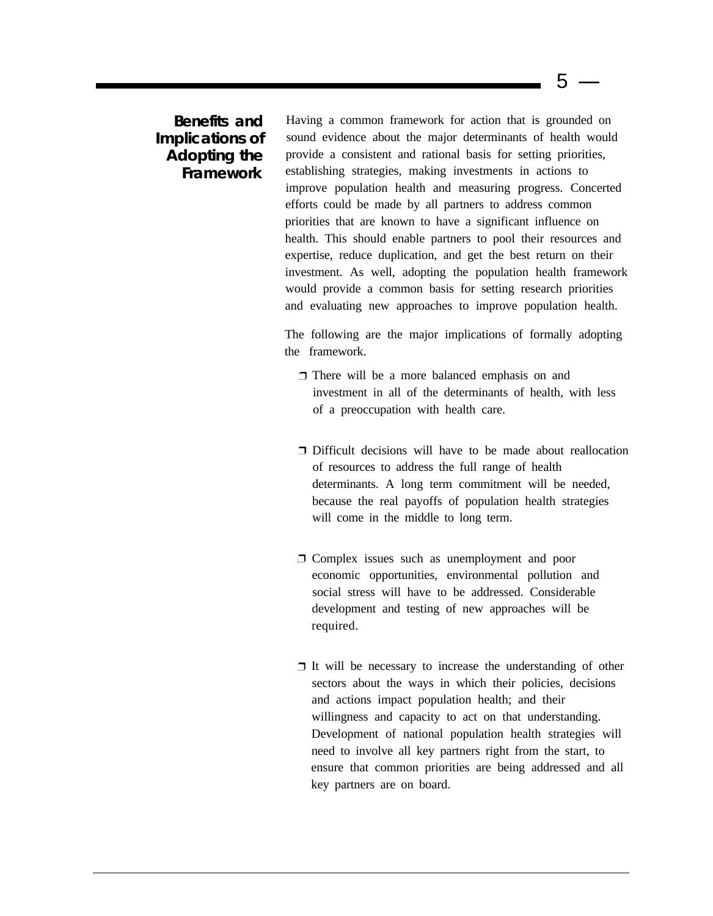## Benefits and Implications of Adopting the Framework

Having a common framework for action that is grounded on sound evidence about the major determinants of health would provide a consistent and rational basis for setting priorities, establishing strategies, making investments in actions to improve population health and measuring progress. Concerted efforts could be made by all partners to address common priorities that are known to have a significant influence on health. This should enable partners to pool their resources and expertise, reduce duplication, and get the best return on their investment. As well, adopting the population health framework would provide a common basis for setting research priorities and evaluating new approaches to improve population health.

The following are the major implications of formally adopting the framework.

- There will be a more balanced emphasis on and investment in all of the determinants of health, with less of a preoccupation with health care.

- Difficult decisions will have to be made about reallocation of resources to address the full range of health determinants. A long term commitment will be needed, because the real payoffs of population health strategies will come in the middle to long term.

- Complex issues such as unemployment and poor economic opportunities, environmental pollution and social stress will have to be addressed. Considerable development and testing of new approaches will be required.

- It will be necessary to increase the understanding of other sectors about the ways in which their policies, decisions and actions impact population health; and their willingness and capacity to act on that understanding. Development of national population health strategies will need to involve all key partners right from the start, to ensure that common priorities are being addressed and all key partners are on board.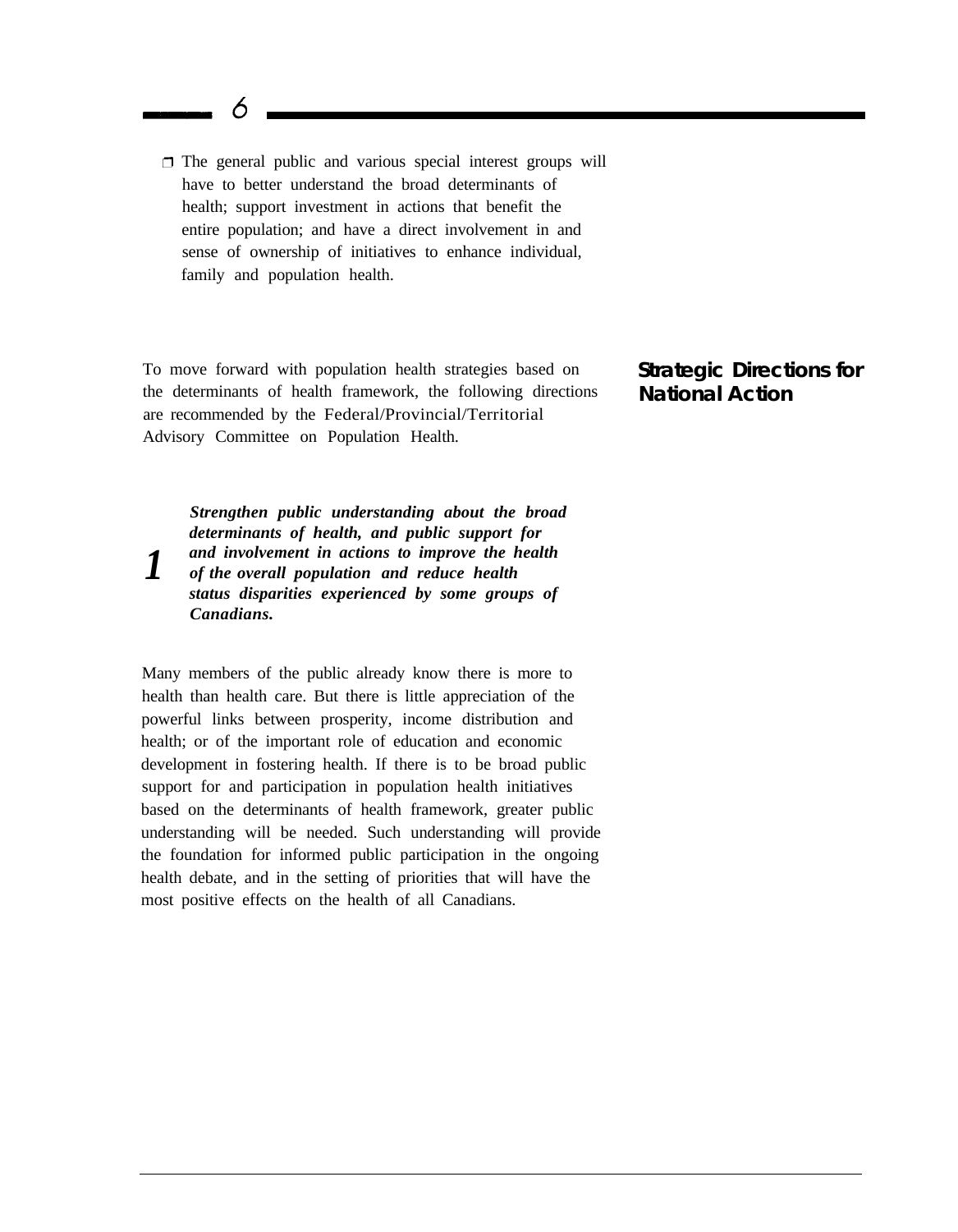- The general public and various special interest groups will have to better understand the broad determinants of health; support investment in actions that benefit the entire population; and have a direct involvement in and sense of ownership of initiatives to enhance individual, family and population health.

## Strategic Directions for National Action

To move forward with population health strategies based on the determinants of health framework, the following directions are recommended by the Federal/Provincial/Territorial Advisory Committee on Population Health.

### 1

***Strengthen public understanding about the broad determinants of health, and public support for and involvement in actions to improve the health of the overall population and reduce health status disparities experienced by some groups of Canadians.***

Many members of the public already know there is more to health than health care. But there is little appreciation of the powerful links between prosperity, income distribution and health; or of the important role of education and economic development in fostering health. If there is to be broad public support for and participation in population health initiatives based on the determinants of health framework, greater public understanding will be needed. Such understanding will provide the foundation for informed public participation in the ongoing health debate, and in the setting of priorities that will have the most positive effects on the health of all Canadians.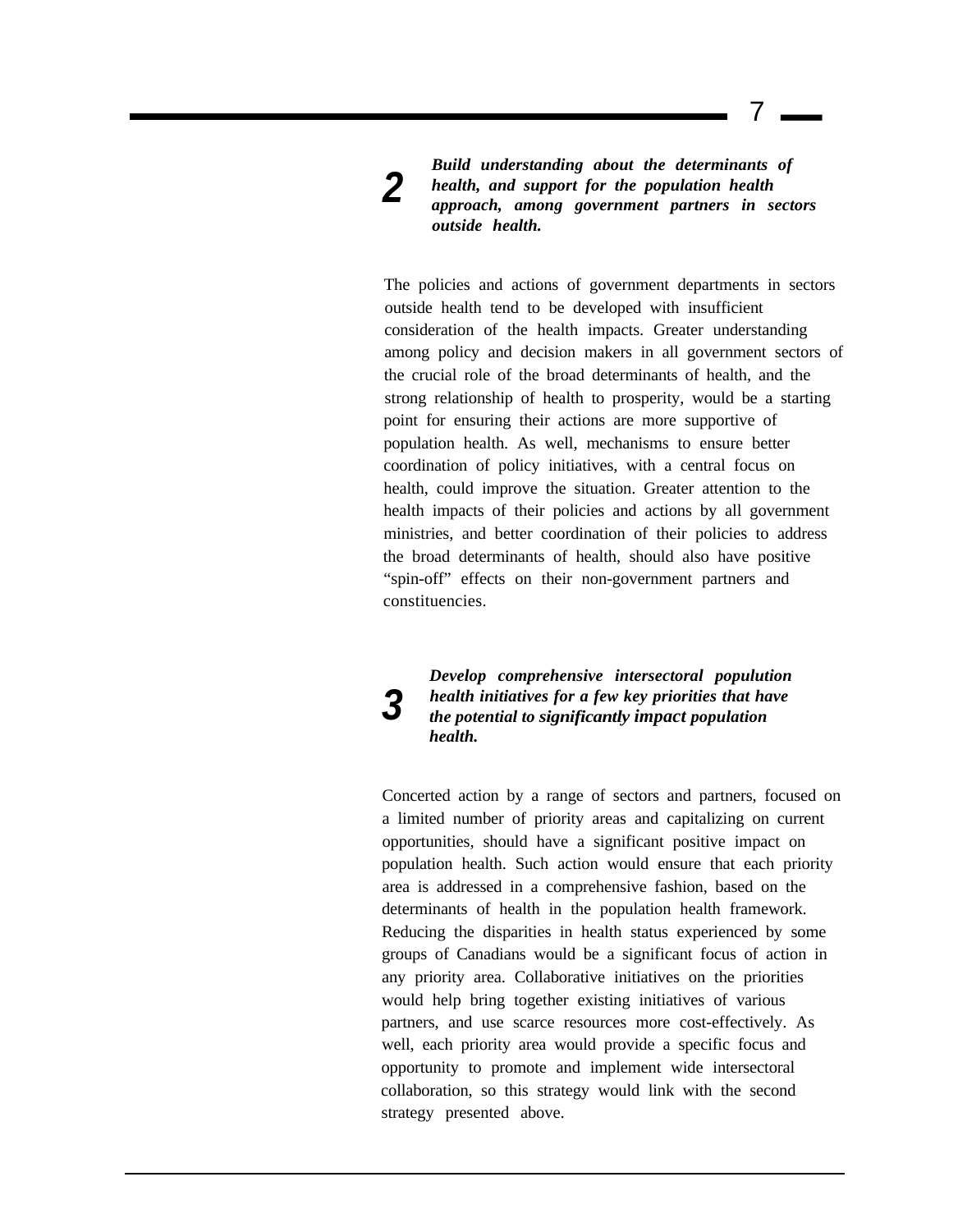**2** ***Build understanding about the determinants of health, and support for the population health approach, among government partners in sectors outside health.***

The policies and actions of government departments in sectors outside health tend to be developed with insufficient consideration of the health impacts. Greater understanding among policy and decision makers in all government sectors of the crucial role of the broad determinants of health, and the strong relationship of health to prosperity, would be a starting point for ensuring their actions are more supportive of population health. As well, mechanisms to ensure better coordination of policy initiatives, with a central focus on health, could improve the situation. Greater attention to the health impacts of their policies and actions by all government ministries, and better coordination of their policies to address the broad determinants of health, should also have positive "spin-off" effects on their non-government partners and constituencies.

**3** ***Develop comprehensive intersectoral populution health initiatives for a few key priorities that have the potential to significantly impact population health.***

Concerted action by a range of sectors and partners, focused on a limited number of priority areas and capitalizing on current opportunities, should have a significant positive impact on population health. Such action would ensure that each priority area is addressed in a comprehensive fashion, based on the determinants of health in the population health framework. Reducing the disparities in health status experienced by some groups of Canadians would be a significant focus of action in any priority area. Collaborative initiatives on the priorities would help bring together existing initiatives of various partners, and use scarce resources more cost-effectively. As well, each priority area would provide a specific focus and opportunity to promote and implement wide intersectoral collaboration, so this strategy would link with the second strategy presented above.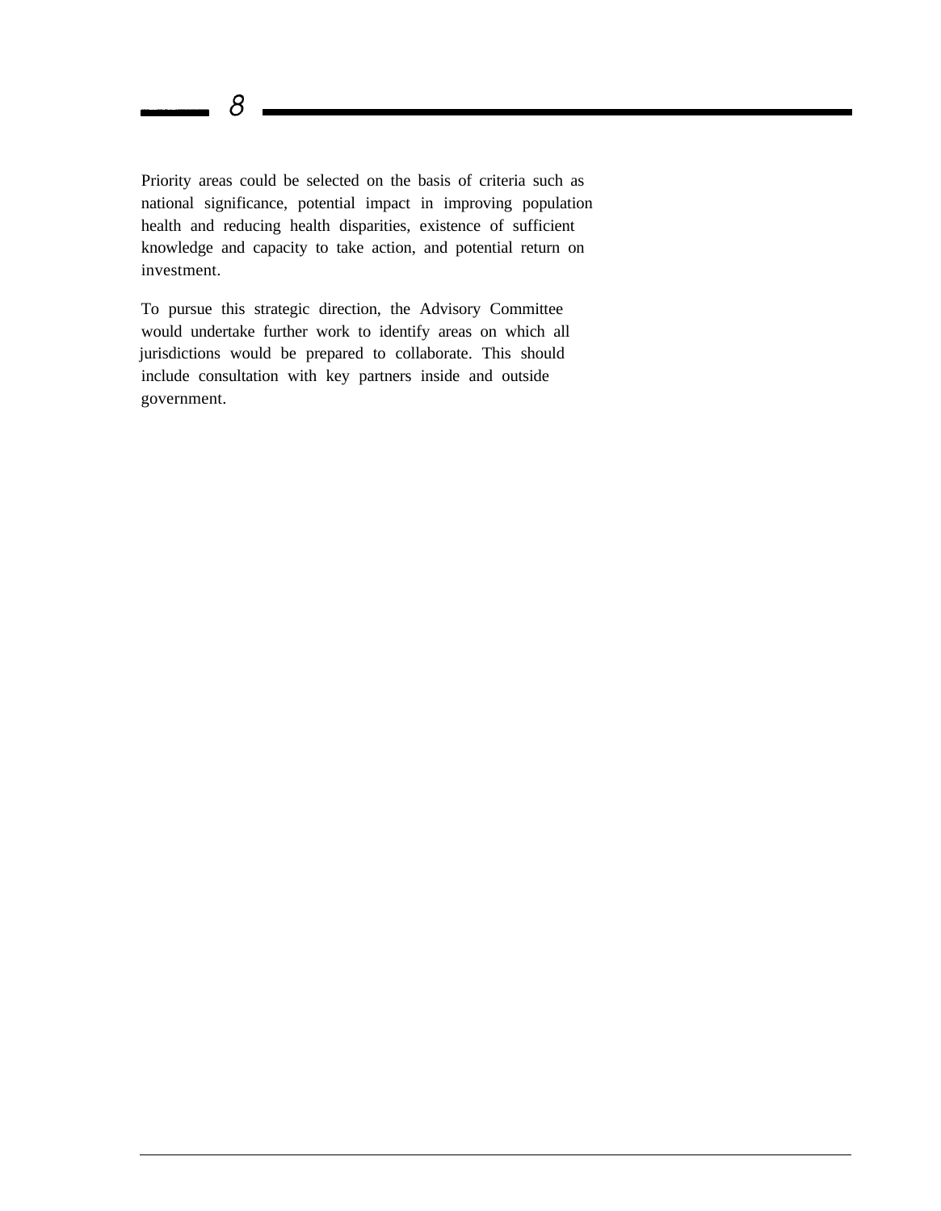Priority areas could be selected on the basis of criteria such as national significance, potential impact in improving population health and reducing health disparities, existence of sufficient knowledge and capacity to take action, and potential return on investment.

To pursue this strategic direction, the Advisory Committee would undertake further work to identify areas on which all jurisdictions would be prepared to collaborate. This should include consultation with key partners inside and outside government.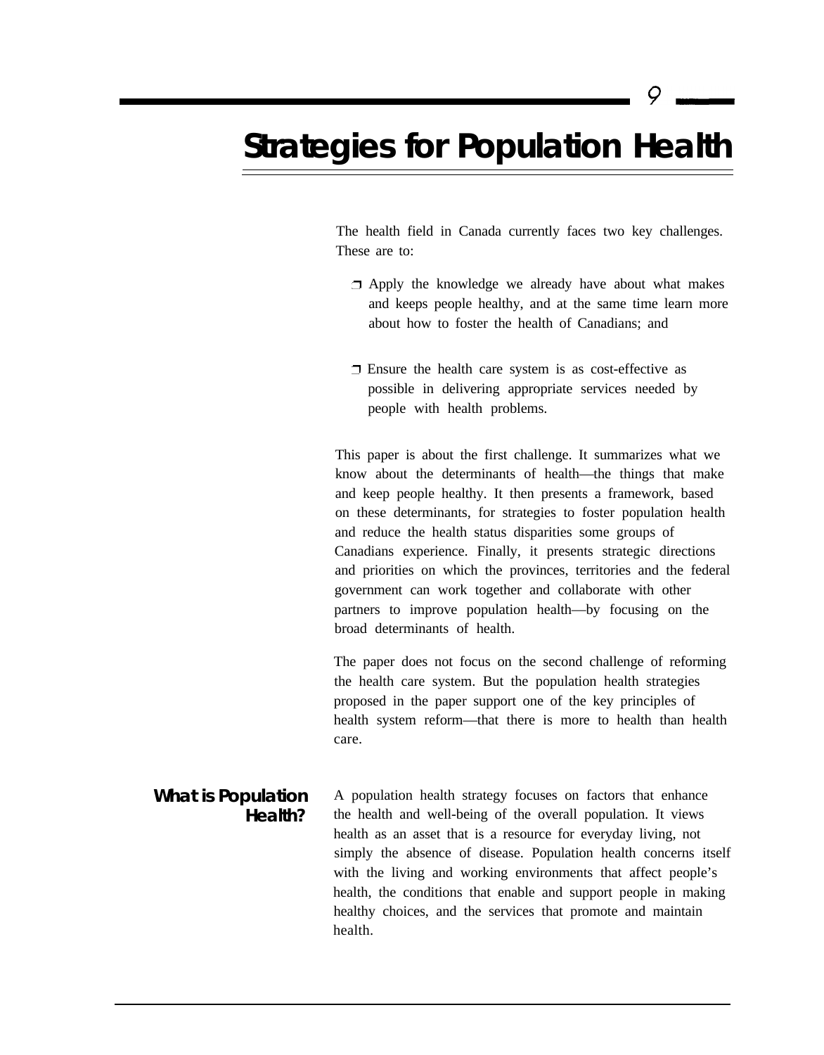# Strategies for Population Health

The health field in Canada currently faces two key challenges. These are to:

- Apply the knowledge we already have about what makes and keeps people healthy, and at the same time learn more about how to foster the health of Canadians; and
- Ensure the health care system is as cost-effective as possible in delivering appropriate services needed by people with health problems.

This paper is about the first challenge. It summarizes what we know about the determinants of health—the things that make and keep people healthy. It then presents a framework, based on these determinants, for strategies to foster population health and reduce the health status disparities some groups of Canadians experience. Finally, it presents strategic directions and priorities on which the provinces, territories and the federal government can work together and collaborate with other partners to improve population health—by focusing on the broad determinants of health.

The paper does not focus on the second challenge of reforming the health care system. But the population health strategies proposed in the paper support one of the key principles of health system reform—that there is more to health than health care.

## What is Population Health?

A population health strategy focuses on factors that enhance the health and well-being of the overall population. It views health as an asset that is a resource for everyday living, not simply the absence of disease. Population health concerns itself with the living and working environments that affect people's health, the conditions that enable and support people in making healthy choices, and the services that promote and maintain health.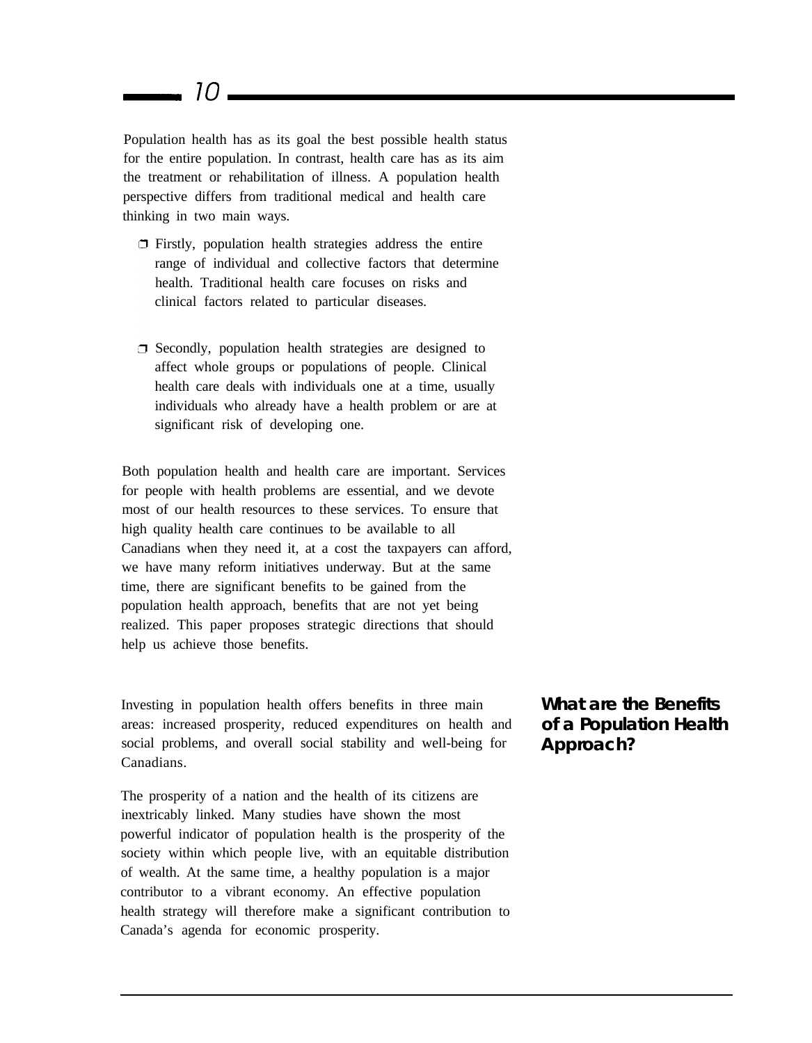Population health has as its goal the best possible health status for the entire population. In contrast, health care has as its aim the treatment or rehabilitation of illness. A population health perspective differs from traditional medical and health care thinking in two main ways.

- Firstly, population health strategies address the entire range of individual and collective factors that determine health. Traditional health care focuses on risks and clinical factors related to particular diseases.
- Secondly, population health strategies are designed to affect whole groups or populations of people. Clinical health care deals with individuals one at a time, usually individuals who already have a health problem or are at significant risk of developing one.

Both population health and health care are important. Services for people with health problems are essential, and we devote most of our health resources to these services. To ensure that high quality health care continues to be available to all Canadians when they need it, at a cost the taxpayers can afford, we have many reform initiatives underway. But at the same time, there are significant benefits to be gained from the population health approach, benefits that are not yet being realized. This paper proposes strategic directions that should help us achieve those benefits.

## What are the Benefits of a Population Health Approach?

Investing in population health offers benefits in three main areas: increased prosperity, reduced expenditures on health and social problems, and overall social stability and well-being for Canadians.

The prosperity of a nation and the health of its citizens are inextricably linked. Many studies have shown the most powerful indicator of population health is the prosperity of the society within which people live, with an equitable distribution of wealth. At the same time, a healthy population is a major contributor to a vibrant economy. An effective population health strategy will therefore make a significant contribution to Canada's agenda for economic prosperity.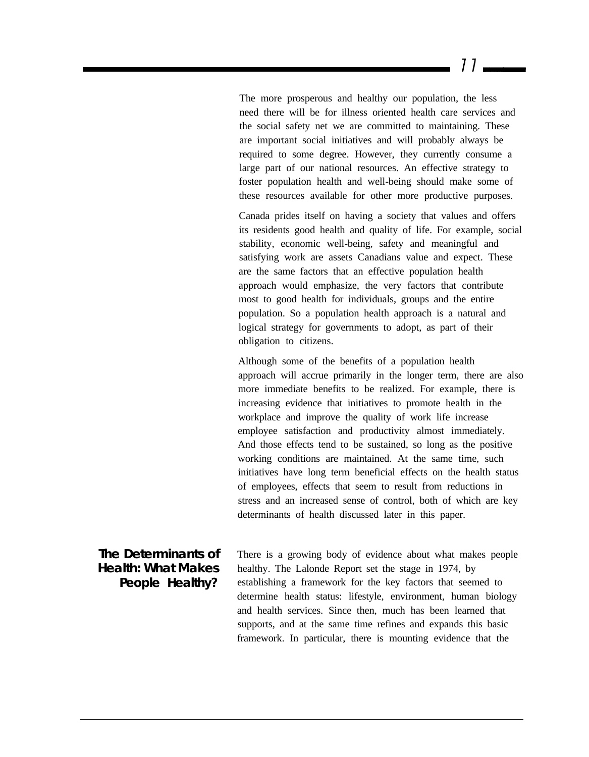The more prosperous and healthy our population, the less need there will be for illness oriented health care services and the social safety net we are committed to maintaining. These are important social initiatives and will probably always be required to some degree. However, they currently consume a large part of our national resources. An effective strategy to foster population health and well-being should make some of these resources available for other more productive purposes.

Canada prides itself on having a society that values and offers its residents good health and quality of life. For example, social stability, economic well-being, safety and meaningful and satisfying work are assets Canadians value and expect. These are the same factors that an effective population health approach would emphasize, the very factors that contribute most to good health for individuals, groups and the entire population. So a population health approach is a natural and logical strategy for governments to adopt, as part of their obligation to citizens.

Although some of the benefits of a population health approach will accrue primarily in the longer term, there are also more immediate benefits to be realized. For example, there is increasing evidence that initiatives to promote health in the workplace and improve the quality of work life increase employee satisfaction and productivity almost immediately. And those effects tend to be sustained, so long as the positive working conditions are maintained. At the same time, such initiatives have long term beneficial effects on the health status of employees, effects that seem to result from reductions in stress and an increased sense of control, both of which are key determinants of health discussed later in this paper.

## The Determinants of Health: What Makes People Healthy?

There is a growing body of evidence about what makes people healthy. The Lalonde Report set the stage in 1974, by establishing a framework for the key factors that seemed to determine health status: lifestyle, environment, human biology and health services. Since then, much has been learned that supports, and at the same time refines and expands this basic framework. In particular, there is mounting evidence that the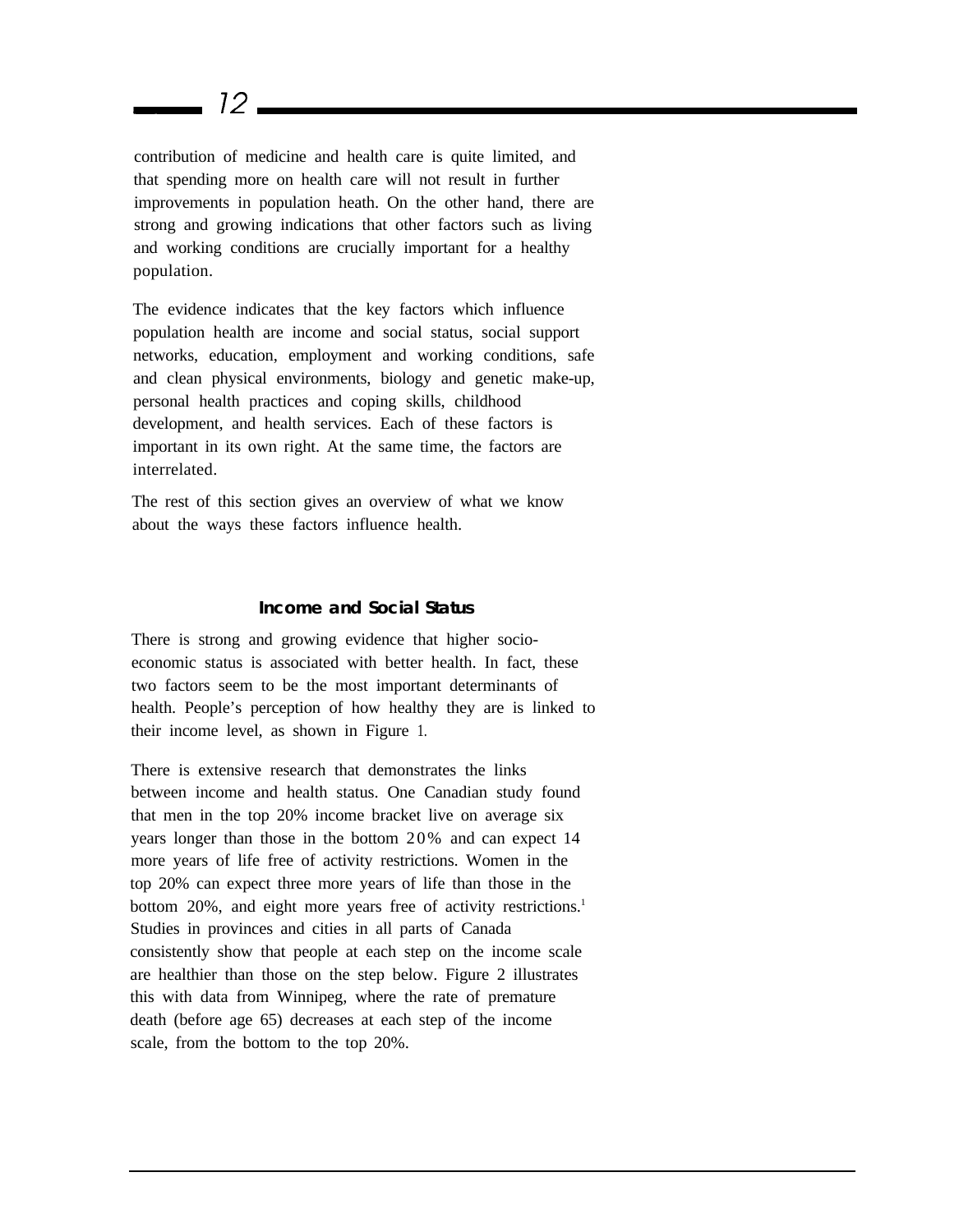contribution of medicine and health care is quite limited, and that spending more on health care will not result in further improvements in population heath. On the other hand, there are strong and growing indications that other factors such as living and working conditions are crucially important for a healthy population.

The evidence indicates that the key factors which influence population health are income and social status, social support networks, education, employment and working conditions, safe and clean physical environments, biology and genetic make-up, personal health practices and coping skills, childhood development, and health services. Each of these factors is important in its own right. At the same time, the factors are interrelated.

The rest of this section gives an overview of what we know about the ways these factors influence health.

### Income and Social Status

There is strong and growing evidence that higher socio-economic status is associated with better health. In fact, these two factors seem to be the most important determinants of health. People's perception of how healthy they are is linked to their income level, as shown in Figure 1.

There is extensive research that demonstrates the links between income and health status. One Canadian study found that men in the top 20% income bracket live on average six years longer than those in the bottom 20% and can expect 14 more years of life free of activity restrictions. Women in the top 20% can expect three more years of life than those in the bottom 20%, and eight more years free of activity restrictions.[1] Studies in provinces and cities in all parts of Canada consistently show that people at each step on the income scale are healthier than those on the step below. Figure 2 illustrates this with data from Winnipeg, where the rate of premature death (before age 65) decreases at each step of the income scale, from the bottom to the top 20%.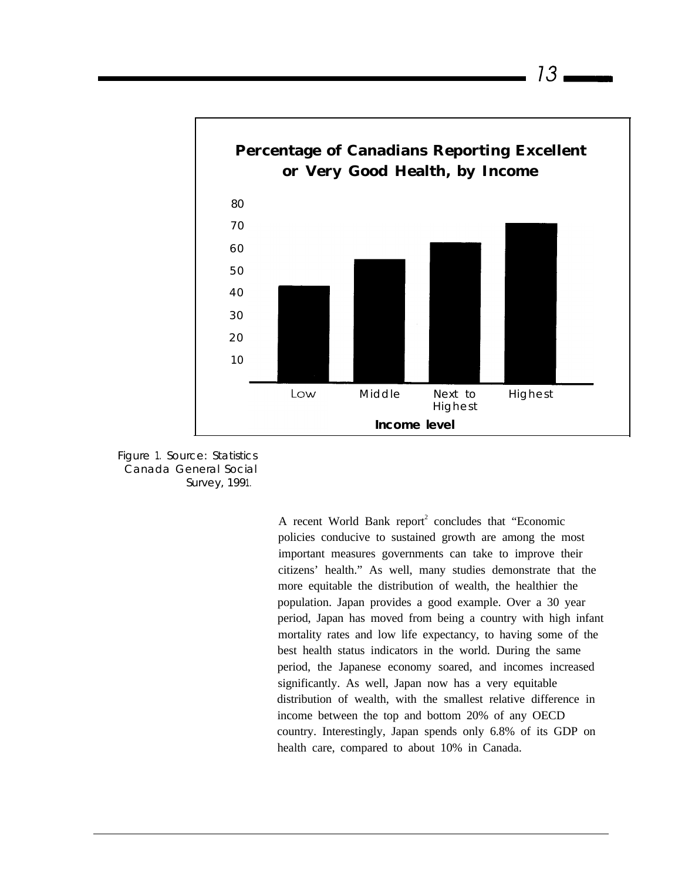**Percentage of Canadians Reporting Excellent or Very Good Health, by Income**

| Income level | Percentage |
|---|---|
| Low | ~43 |
| Middle | ~55 |
| Next to Highest | ~62 |
| Highest | ~71 |

Figure 1. Source: Statistics Canada General Social Survey, 1991.

A recent World Bank report[2] concludes that "Economic policies conducive to sustained growth are among the most important measures governments can take to improve their citizens' health." As well, many studies demonstrate that the more equitable the distribution of wealth, the healthier the population. Japan provides a good example. Over a 30 year period, Japan has moved from being a country with high infant mortality rates and low life expectancy, to having some of the best health status indicators in the world. During the same period, the Japanese economy soared, and incomes increased significantly. As well, Japan now has a very equitable distribution of wealth, with the smallest relative difference in income between the top and bottom 20% of any OECD country. Interestingly, Japan spends only 6.8% of its GDP on health care, compared to about 10% in Canada.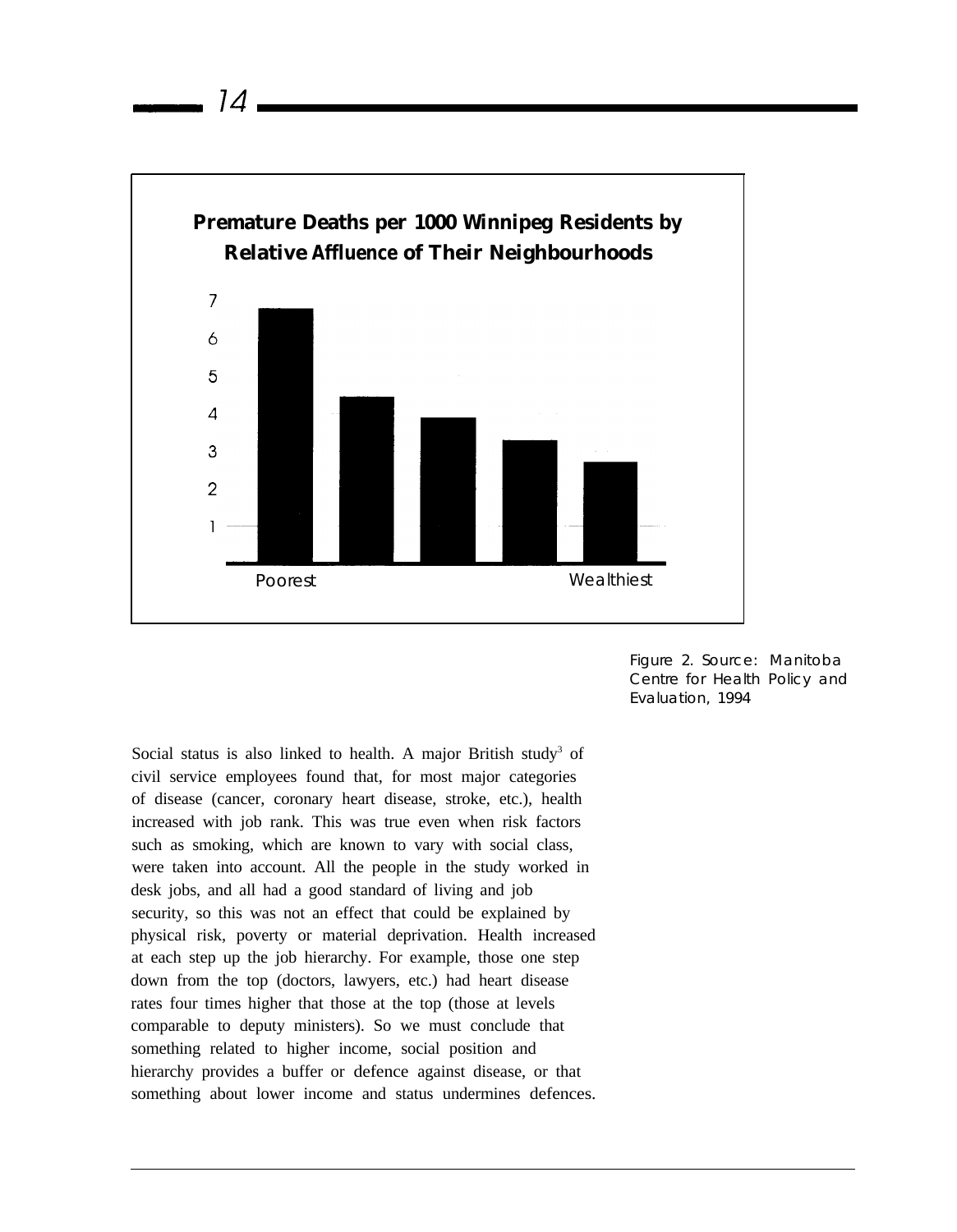**Premature Deaths per 1000 Winnipeg Residents by Relative Affluence of Their Neighbourhoods**

Figure 2. Source: Manitoba Centre for Health Policy and Evaluation, 1994

Social status is also linked to health. A major British study[3] of civil service employees found that, for most major categories of disease (cancer, coronary heart disease, stroke, etc.), health increased with job rank. This was true even when risk factors such as smoking, which are known to vary with social class, were taken into account. All the people in the study worked in desk jobs, and all had a good standard of living and job security, so this was not an effect that could be explained by physical risk, poverty or material deprivation. Health increased at each step up the job hierarchy. For example, those one step down from the top (doctors, lawyers, etc.) had heart disease rates four times higher that those at the top (those at levels comparable to deputy ministers). So we must conclude that something related to higher income, social position and hierarchy provides a buffer or defence against disease, or that something about lower income and status undermines defences.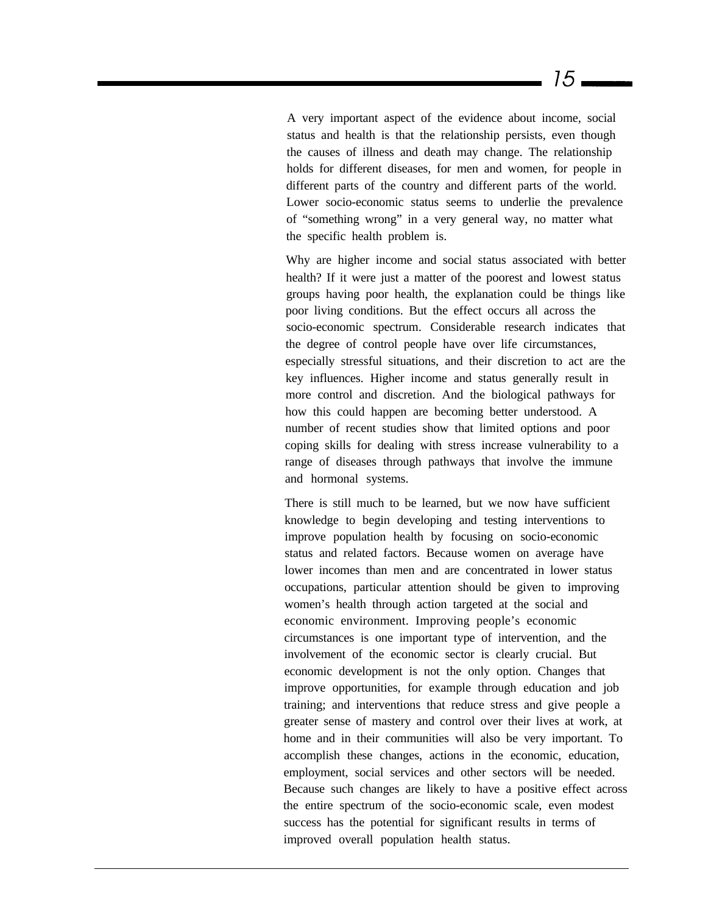A very important aspect of the evidence about income, social status and health is that the relationship persists, even though the causes of illness and death may change. The relationship holds for different diseases, for men and women, for people in different parts of the country and different parts of the world. Lower socio-economic status seems to underlie the prevalence of "something wrong" in a very general way, no matter what the specific health problem is.

Why are higher income and social status associated with better health? If it were just a matter of the poorest and lowest status groups having poor health, the explanation could be things like poor living conditions. But the effect occurs all across the socio-economic spectrum. Considerable research indicates that the degree of control people have over life circumstances, especially stressful situations, and their discretion to act are the key influences. Higher income and status generally result in more control and discretion. And the biological pathways for how this could happen are becoming better understood. A number of recent studies show that limited options and poor coping skills for dealing with stress increase vulnerability to a range of diseases through pathways that involve the immune and hormonal systems.

There is still much to be learned, but we now have sufficient knowledge to begin developing and testing interventions to improve population health by focusing on socio-economic status and related factors. Because women on average have lower incomes than men and are concentrated in lower status occupations, particular attention should be given to improving women's health through action targeted at the social and economic environment. Improving people's economic circumstances is one important type of intervention, and the involvement of the economic sector is clearly crucial. But economic development is not the only option. Changes that improve opportunities, for example through education and job training; and interventions that reduce stress and give people a greater sense of mastery and control over their lives at work, at home and in their communities will also be very important. To accomplish these changes, actions in the economic, education, employment, social services and other sectors will be needed. Because such changes are likely to have a positive effect across the entire spectrum of the socio-economic scale, even modest success has the potential for significant results in terms of improved overall population health status.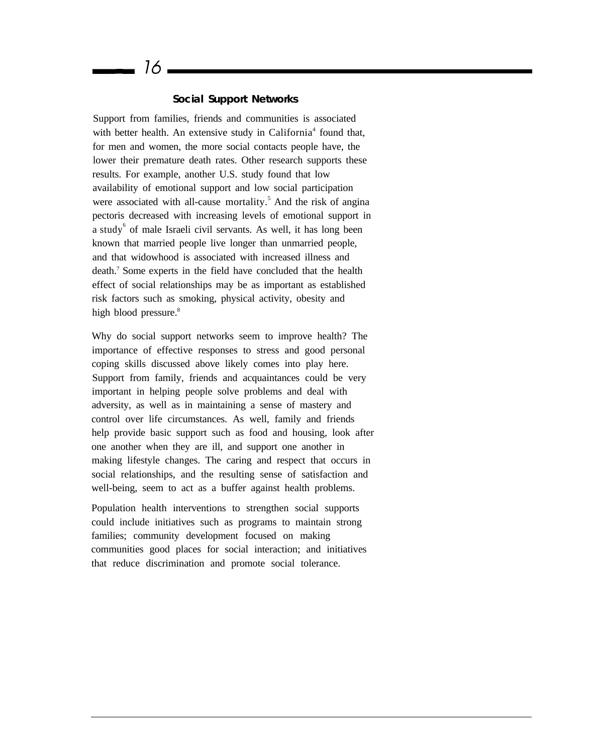## Social Support Networks

Support from families, friends and communities is associated with better health. An extensive study in California[4] found that, for men and women, the more social contacts people have, the lower their premature death rates. Other research supports these results. For example, another U.S. study found that low availability of emotional support and low social participation were associated with all-cause mortality.[5] And the risk of angina pectoris decreased with increasing levels of emotional support in a study[6] of male Israeli civil servants. As well, it has long been known that married people live longer than unmarried people, and that widowhood is associated with increased illness and death.[7] Some experts in the field have concluded that the health effect of social relationships may be as important as established risk factors such as smoking, physical activity, obesity and high blood pressure.[8]

Why do social support networks seem to improve health? The importance of effective responses to stress and good personal coping skills discussed above likely comes into play here. Support from family, friends and acquaintances could be very important in helping people solve problems and deal with adversity, as well as in maintaining a sense of mastery and control over life circumstances. As well, family and friends help provide basic support such as food and housing, look after one another when they are ill, and support one another in making lifestyle changes. The caring and respect that occurs in social relationships, and the resulting sense of satisfaction and well-being, seem to act as a buffer against health problems.

Population health interventions to strengthen social supports could include initiatives such as programs to maintain strong families; community development focused on making communities good places for social interaction; and initiatives that reduce discrimination and promote social tolerance.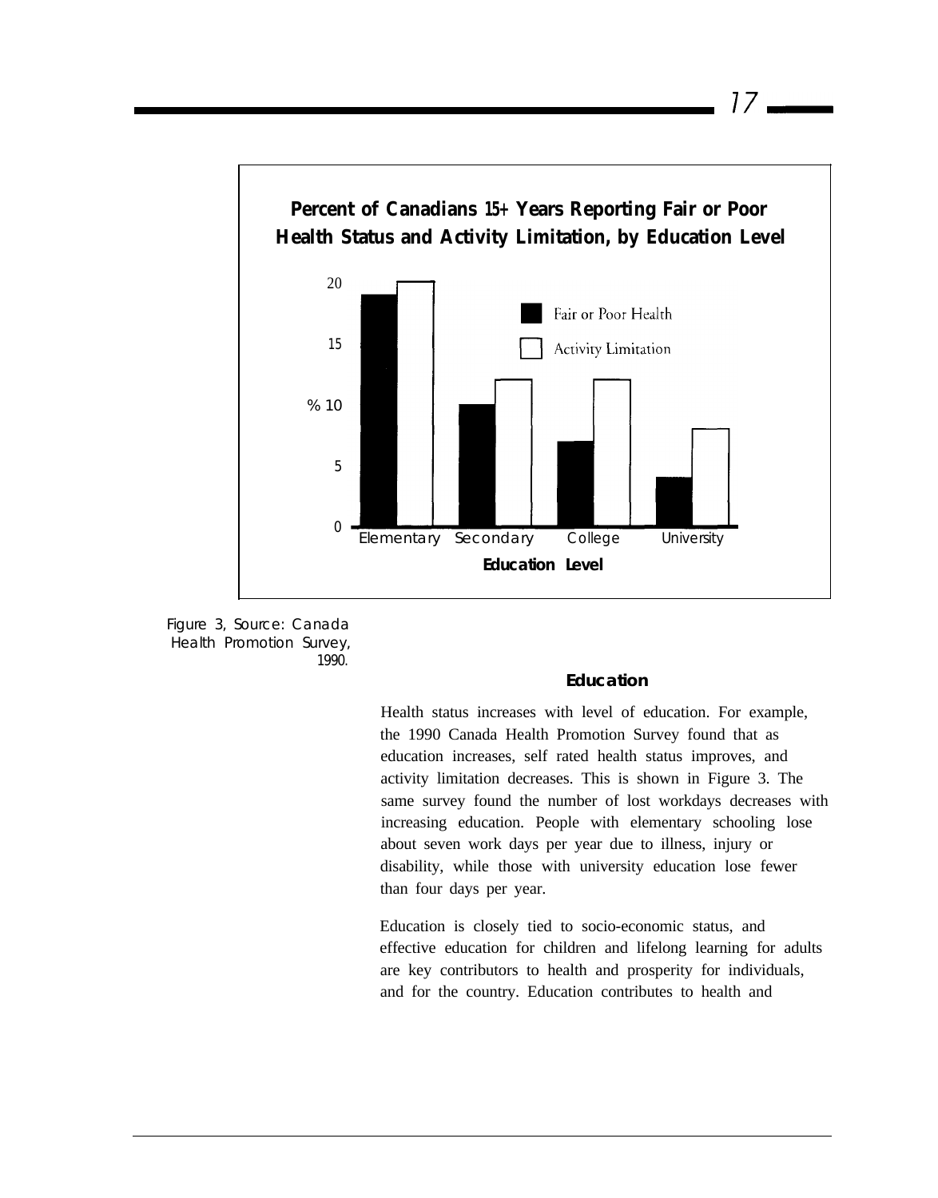**Percent of Canadians 15+ Years Reporting Fair or Poor Health Status and Activity Limitation, by Education Level**

Figure 3, Source: Canada Health Promotion Survey, 1990.

### Education

Health status increases with level of education. For example, the 1990 Canada Health Promotion Survey found that as education increases, self rated health status improves, and activity limitation decreases. This is shown in Figure 3. The same survey found the number of lost workdays decreases with increasing education. People with elementary schooling lose about seven work days per year due to illness, injury or disability, while those with university education lose fewer than four days per year.

Education is closely tied to socio-economic status, and effective education for children and lifelong learning for adults are key contributors to health and prosperity for individuals, and for the country. Education contributes to health and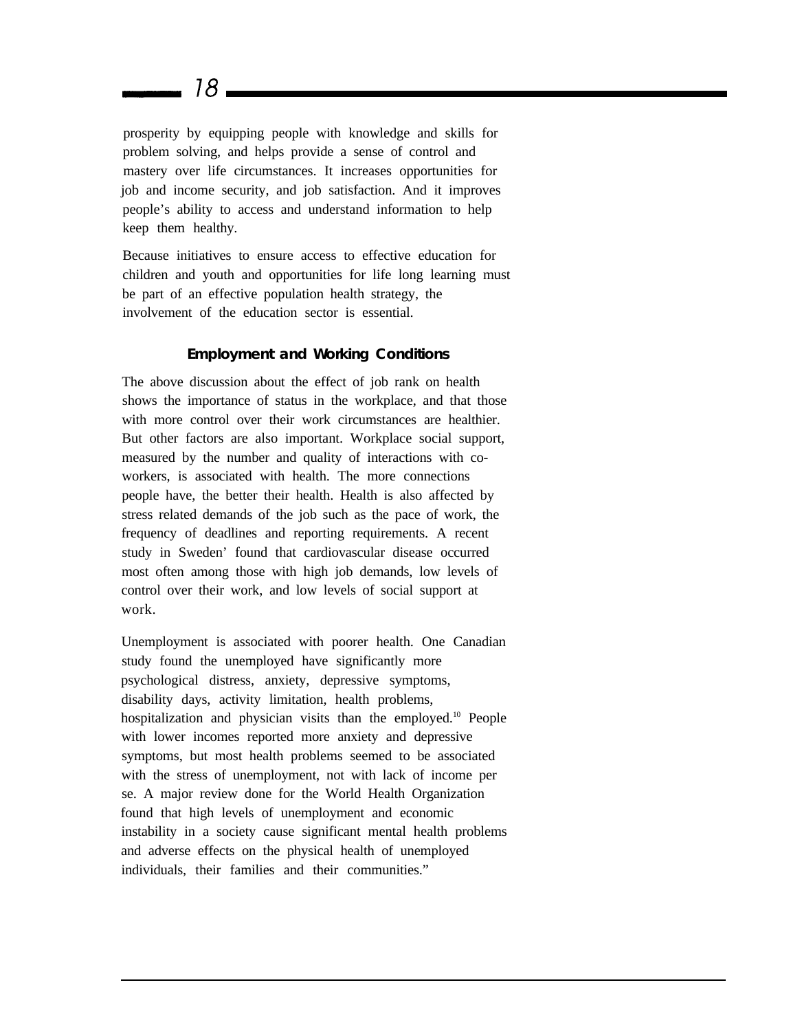prosperity by equipping people with knowledge and skills for problem solving, and helps provide a sense of control and mastery over life circumstances. It increases opportunities for job and income security, and job satisfaction. And it improves people's ability to access and understand information to help keep them healthy.

Because initiatives to ensure access to effective education for children and youth and opportunities for life long learning must be part of an effective population health strategy, the involvement of the education sector is essential.

### Employment and Working Conditions

The above discussion about the effect of job rank on health shows the importance of status in the workplace, and that those with more control over their work circumstances are healthier. But other factors are also important. Workplace social support, measured by the number and quality of interactions with co-workers, is associated with health. The more connections people have, the better their health. Health is also affected by stress related demands of the job such as the pace of work, the frequency of deadlines and reporting requirements. A recent study in Sweden' found that cardiovascular disease occurred most often among those with high job demands, low levels of control over their work, and low levels of social support at work.

Unemployment is associated with poorer health. One Canadian study found the unemployed have significantly more psychological distress, anxiety, depressive symptoms, disability days, activity limitation, health problems, hospitalization and physician visits than the employed.[10] People with lower incomes reported more anxiety and depressive symptoms, but most health problems seemed to be associated with the stress of unemployment, not with lack of income per se. A major review done for the World Health Organization found that high levels of unemployment and economic instability in a society cause significant mental health problems and adverse effects on the physical health of unemployed individuals, their families and their communities."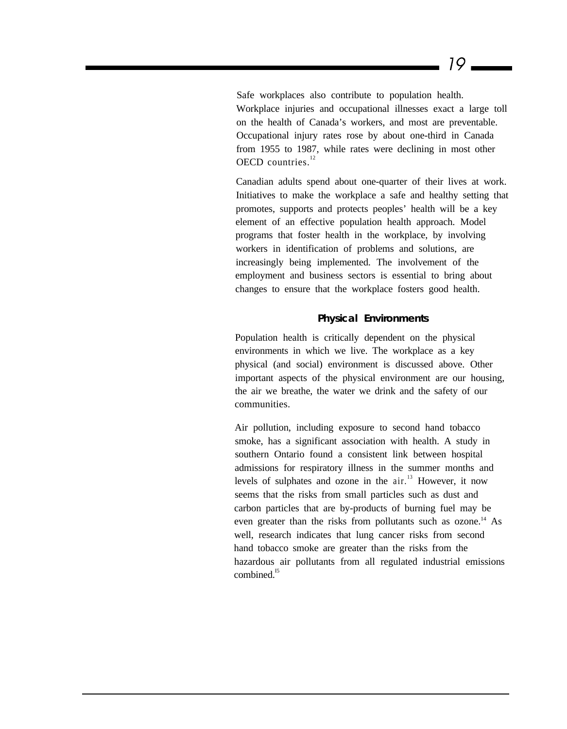Safe workplaces also contribute to population health. Workplace injuries and occupational illnesses exact a large toll on the health of Canada's workers, and most are preventable. Occupational injury rates rose by about one-third in Canada from 1955 to 1987, while rates were declining in most other OECD countries.[12]

Canadian adults spend about one-quarter of their lives at work. Initiatives to make the workplace a safe and healthy setting that promotes, supports and protects peoples' health will be a key element of an effective population health approach. Model programs that foster health in the workplace, by involving workers in identification of problems and solutions, are increasingly being implemented. The involvement of the employment and business sectors is essential to bring about changes to ensure that the workplace fosters good health.

### Physical Environments

Population health is critically dependent on the physical environments in which we live. The workplace as a key physical (and social) environment is discussed above. Other important aspects of the physical environment are our housing, the air we breathe, the water we drink and the safety of our communities.

Air pollution, including exposure to second hand tobacco smoke, has a significant association with health. A study in southern Ontario found a consistent link between hospital admissions for respiratory illness in the summer months and levels of sulphates and ozone in the air.[13] However, it now seems that the risks from small particles such as dust and carbon particles that are by-products of burning fuel may be even greater than the risks from pollutants such as ozone.[14] As well, research indicates that lung cancer risks from second hand tobacco smoke are greater than the risks from the hazardous air pollutants from all regulated industrial emissions combined.[15]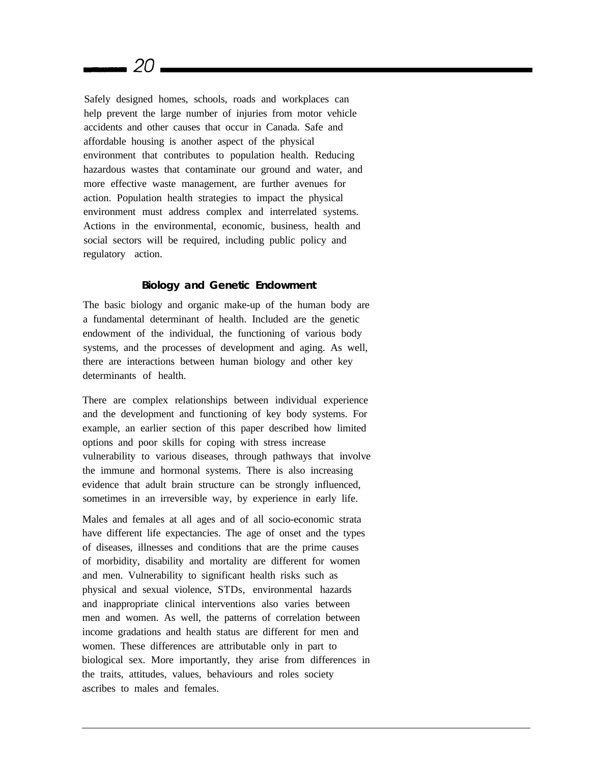Safely designed homes, schools, roads and workplaces can help prevent the large number of injuries from motor vehicle accidents and other causes that occur in Canada. Safe and affordable housing is another aspect of the physical environment that contributes to population health. Reducing hazardous wastes that contaminate our ground and water, and more effective waste management, are further avenues for action. Population health strategies to impact the physical environment must address complex and interrelated systems. Actions in the environmental, economic, business, health and social sectors will be required, including public policy and regulatory action.

### Biology and Genetic Endowment

The basic biology and organic make-up of the human body are a fundamental determinant of health. Included are the genetic endowment of the individual, the functioning of various body systems, and the processes of development and aging. As well, there are interactions between human biology and other key determinants of health.

There are complex relationships between individual experience and the development and functioning of key body systems. For example, an earlier section of this paper described how limited options and poor skills for coping with stress increase vulnerability to various diseases, through pathways that involve the immune and hormonal systems. There is also increasing evidence that adult brain structure can be strongly influenced, sometimes in an irreversible way, by experience in early life.

Males and females at all ages and of all socio-economic strata have different life expectancies. The age of onset and the types of diseases, illnesses and conditions that are the prime causes of morbidity, disability and mortality are different for women and men. Vulnerability to significant health risks such as physical and sexual violence, STDs, environmental hazards and inappropriate clinical interventions also varies between men and women. As well, the patterns of correlation between income gradations and health status are different for men and women. These differences are attributable only in part to biological sex. More importantly, they arise from differences in the traits, attitudes, values, behaviours and roles society ascribes to males and females.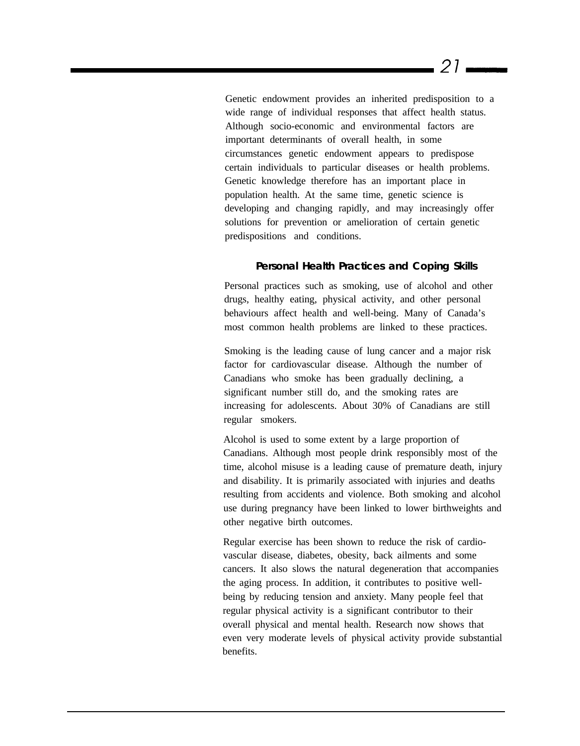Genetic endowment provides an inherited predisposition to a wide range of individual responses that affect health status. Although socio-economic and environmental factors are important determinants of overall health, in some circumstances genetic endowment appears to predispose certain individuals to particular diseases or health problems. Genetic knowledge therefore has an important place in population health. At the same time, genetic science is developing and changing rapidly, and may increasingly offer solutions for prevention or amelioration of certain genetic predispositions and conditions.

### Personal Health Practices and Coping Skills

Personal practices such as smoking, use of alcohol and other drugs, healthy eating, physical activity, and other personal behaviours affect health and well-being. Many of Canada's most common health problems are linked to these practices.

Smoking is the leading cause of lung cancer and a major risk factor for cardiovascular disease. Although the number of Canadians who smoke has been gradually declining, a significant number still do, and the smoking rates are increasing for adolescents. About 30% of Canadians are still regular smokers.

Alcohol is used to some extent by a large proportion of Canadians. Although most people drink responsibly most of the time, alcohol misuse is a leading cause of premature death, injury and disability. It is primarily associated with injuries and deaths resulting from accidents and violence. Both smoking and alcohol use during pregnancy have been linked to lower birthweights and other negative birth outcomes.

Regular exercise has been shown to reduce the risk of cardiovascular disease, diabetes, obesity, back ailments and some cancers. It also slows the natural degeneration that accompanies the aging process. In addition, it contributes to positive well-being by reducing tension and anxiety. Many people feel that regular physical activity is a significant contributor to their overall physical and mental health. Research now shows that even very moderate levels of physical activity provide substantial benefits.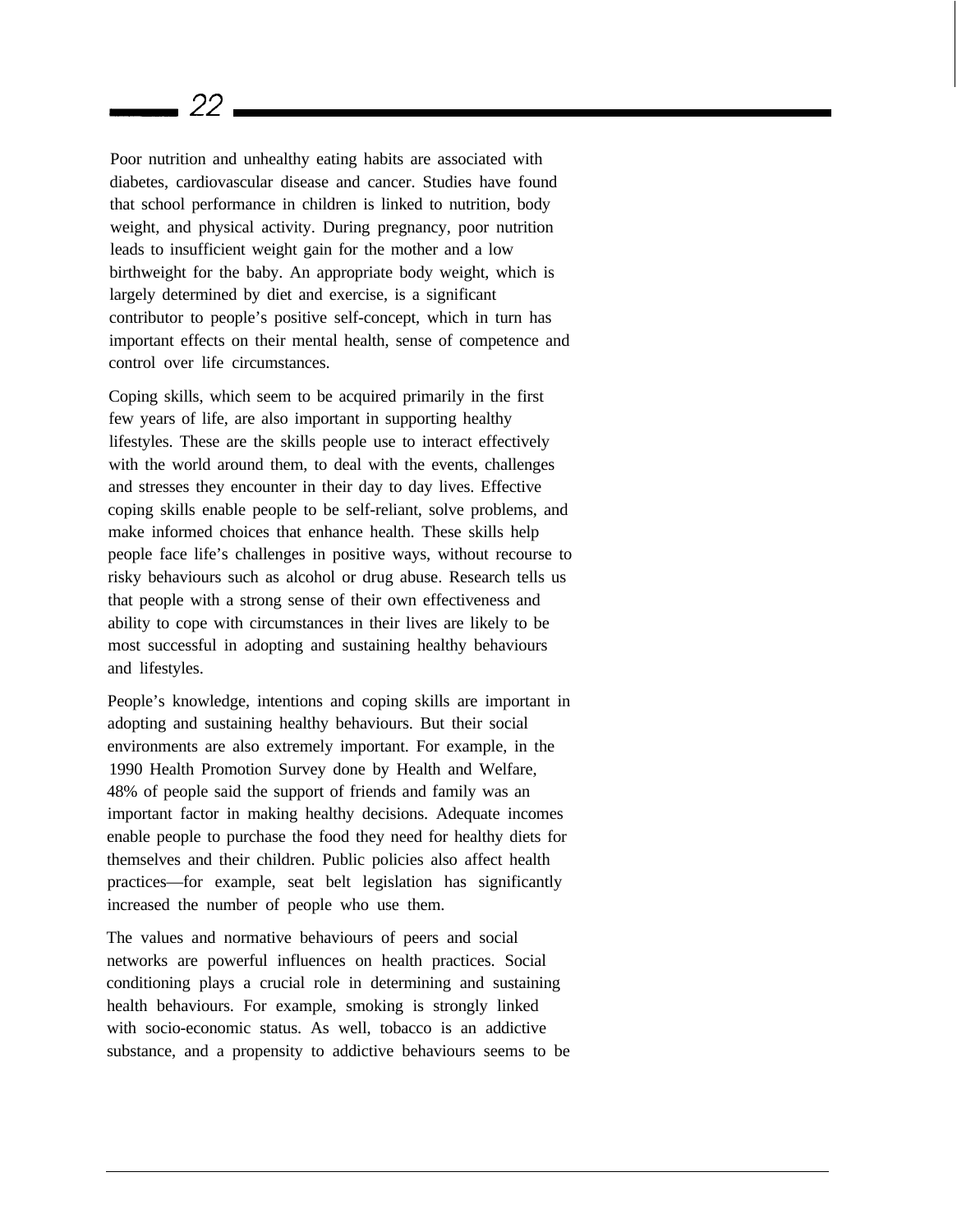Poor nutrition and unhealthy eating habits are associated with diabetes, cardiovascular disease and cancer. Studies have found that school performance in children is linked to nutrition, body weight, and physical activity. During pregnancy, poor nutrition leads to insufficient weight gain for the mother and a low birthweight for the baby. An appropriate body weight, which is largely determined by diet and exercise, is a significant contributor to people's positive self-concept, which in turn has important effects on their mental health, sense of competence and control over life circumstances.

Coping skills, which seem to be acquired primarily in the first few years of life, are also important in supporting healthy lifestyles. These are the skills people use to interact effectively with the world around them, to deal with the events, challenges and stresses they encounter in their day to day lives. Effective coping skills enable people to be self-reliant, solve problems, and make informed choices that enhance health. These skills help people face life's challenges in positive ways, without recourse to risky behaviours such as alcohol or drug abuse. Research tells us that people with a strong sense of their own effectiveness and ability to cope with circumstances in their lives are likely to be most successful in adopting and sustaining healthy behaviours and lifestyles.

People's knowledge, intentions and coping skills are important in adopting and sustaining healthy behaviours. But their social environments are also extremely important. For example, in the 1990 Health Promotion Survey done by Health and Welfare, 48% of people said the support of friends and family was an important factor in making healthy decisions. Adequate incomes enable people to purchase the food they need for healthy diets for themselves and their children. Public policies also affect health practices—for example, seat belt legislation has significantly increased the number of people who use them.

The values and normative behaviours of peers and social networks are powerful influences on health practices. Social conditioning plays a crucial role in determining and sustaining health behaviours. For example, smoking is strongly linked with socio-economic status. As well, tobacco is an addictive substance, and a propensity to addictive behaviours seems to be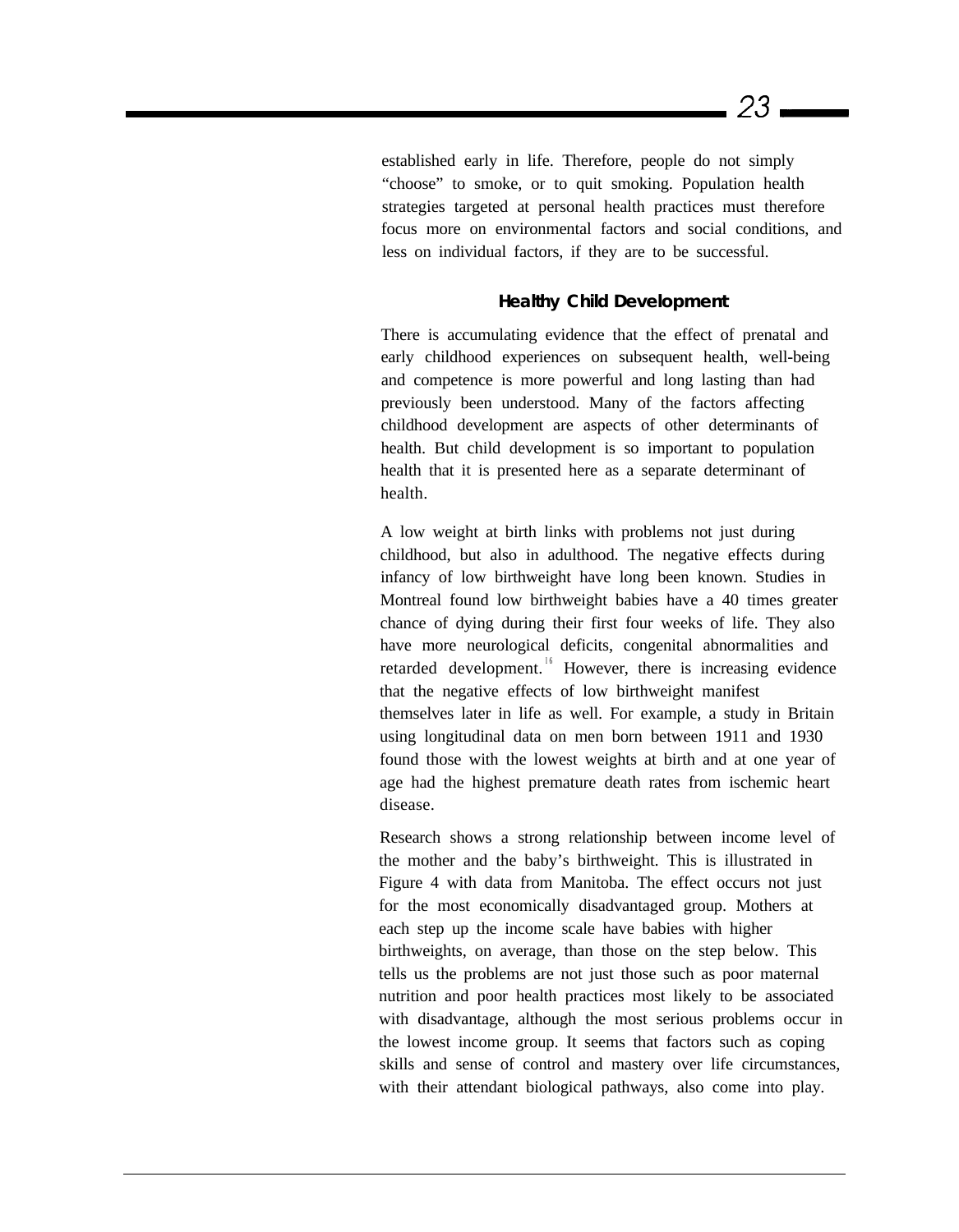established early in life. Therefore, people do not simply "choose" to smoke, or to quit smoking. Population health strategies targeted at personal health practices must therefore focus more on environmental factors and social conditions, and less on individual factors, if they are to be successful.

### Healthy Child Development

There is accumulating evidence that the effect of prenatal and early childhood experiences on subsequent health, well-being and competence is more powerful and long lasting than had previously been understood. Many of the factors affecting childhood development are aspects of other determinants of health. But child development is so important to population health that it is presented here as a separate determinant of health.

A low weight at birth links with problems not just during childhood, but also in adulthood. The negative effects during infancy of low birthweight have long been known. Studies in Montreal found low birthweight babies have a 40 times greater chance of dying during their first four weeks of life. They also have more neurological deficits, congenital abnormalities and retarded development.[16] However, there is increasing evidence that the negative effects of low birthweight manifest themselves later in life as well. For example, a study in Britain using longitudinal data on men born between 1911 and 1930 found those with the lowest weights at birth and at one year of age had the highest premature death rates from ischemic heart disease.

Research shows a strong relationship between income level of the mother and the baby's birthweight. This is illustrated in Figure 4 with data from Manitoba. The effect occurs not just for the most economically disadvantaged group. Mothers at each step up the income scale have babies with higher birthweights, on average, than those on the step below. This tells us the problems are not just those such as poor maternal nutrition and poor health practices most likely to be associated with disadvantage, although the most serious problems occur in the lowest income group. It seems that factors such as coping skills and sense of control and mastery over life circumstances, with their attendant biological pathways, also come into play.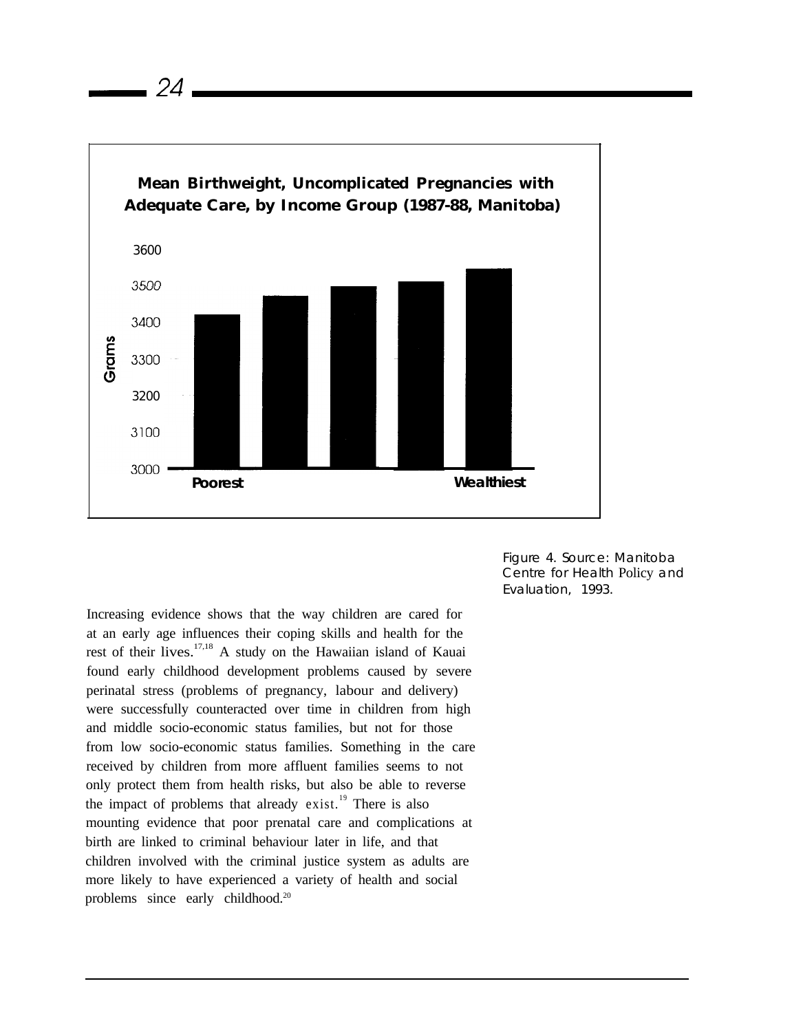**Mean Birthweight, Uncomplicated Pregnancies with Adequate Care, by Income Group (1987-88, Manitoba)**

Figure 4. Source: Manitoba Centre for Health Policy and Evaluation, 1993.

Increasing evidence shows that the way children are cared for at an early age influences their coping skills and health for the rest of their lives.[17,18] A study on the Hawaiian island of Kauai found early childhood development problems caused by severe perinatal stress (problems of pregnancy, labour and delivery) were successfully counteracted over time in children from high and middle socio-economic status families, but not for those from low socio-economic status families. Something in the care received by children from more affluent families seems to not only protect them from health risks, but also be able to reverse the impact of problems that already exist.[19] There is also mounting evidence that poor prenatal care and complications at birth are linked to criminal behaviour later in life, and that children involved with the criminal justice system as adults are more likely to have experienced a variety of health and social problems since early childhood.[20]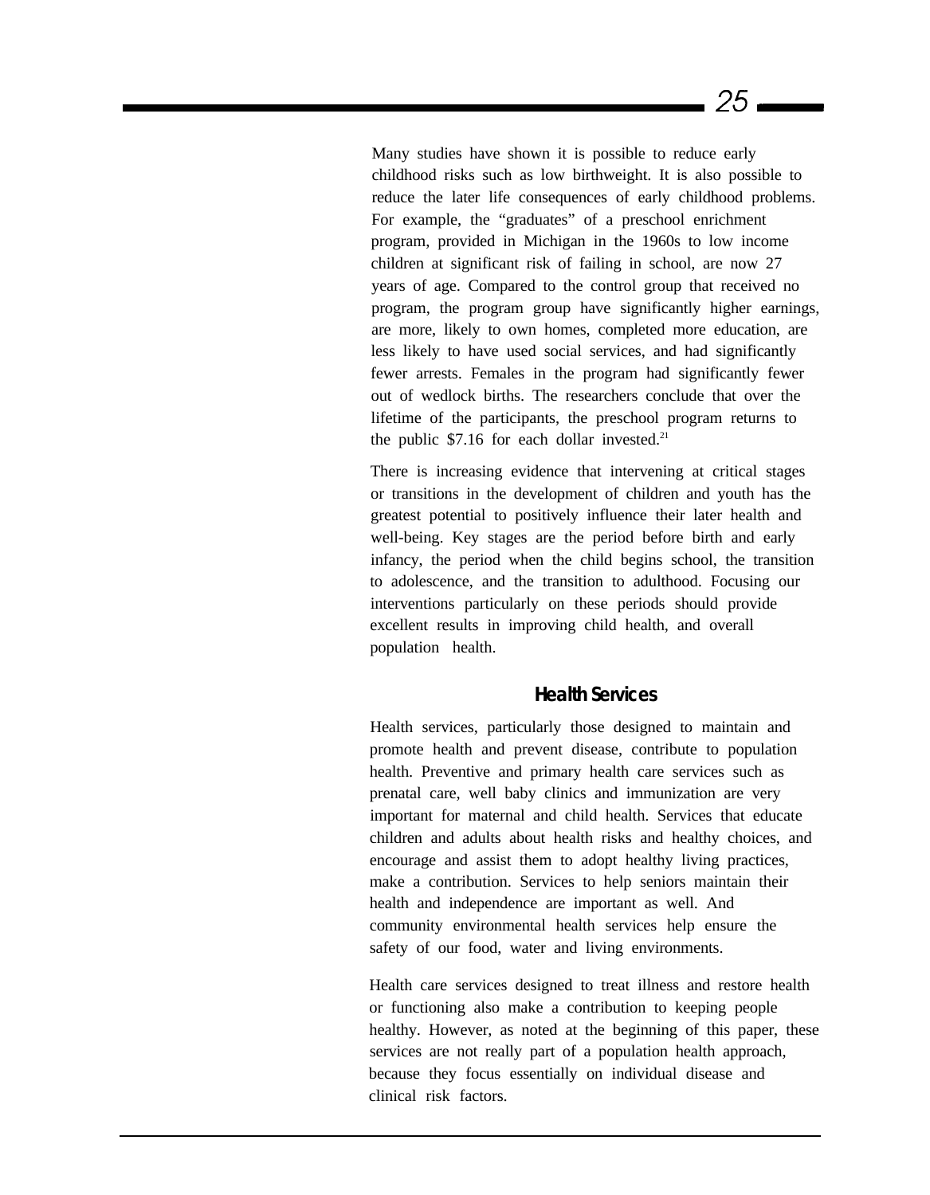Many studies have shown it is possible to reduce early childhood risks such as low birthweight. It is also possible to reduce the later life consequences of early childhood problems. For example, the “graduates” of a preschool enrichment program, provided in Michigan in the 1960s to low income children at significant risk of failing in school, are now 27 years of age. Compared to the control group that received no program, the program group have significantly higher earnings, are more, likely to own homes, completed more education, are less likely to have used social services, and had significantly fewer arrests. Females in the program had significantly fewer out of wedlock births. The researchers conclude that over the lifetime of the participants, the preschool program returns to the public $7.16 for each dollar invested.[21]

There is increasing evidence that intervening at critical stages or transitions in the development of children and youth has the greatest potential to positively influence their later health and well-being. Key stages are the period before birth and early infancy, the period when the child begins school, the transition to adolescence, and the transition to adulthood. Focusing our interventions particularly on these periods should provide excellent results in improving child health, and overall population health.

### Health Services

Health services, particularly those designed to maintain and promote health and prevent disease, contribute to population health. Preventive and primary health care services such as prenatal care, well baby clinics and immunization are very important for maternal and child health. Services that educate children and adults about health risks and healthy choices, and encourage and assist them to adopt healthy living practices, make a contribution. Services to help seniors maintain their health and independence are important as well. And community environmental health services help ensure the safety of our food, water and living environments.

Health care services designed to treat illness and restore health or functioning also make a contribution to keeping people healthy. However, as noted at the beginning of this paper, these services are not really part of a population health approach, because they focus essentially on individual disease and clinical risk factors.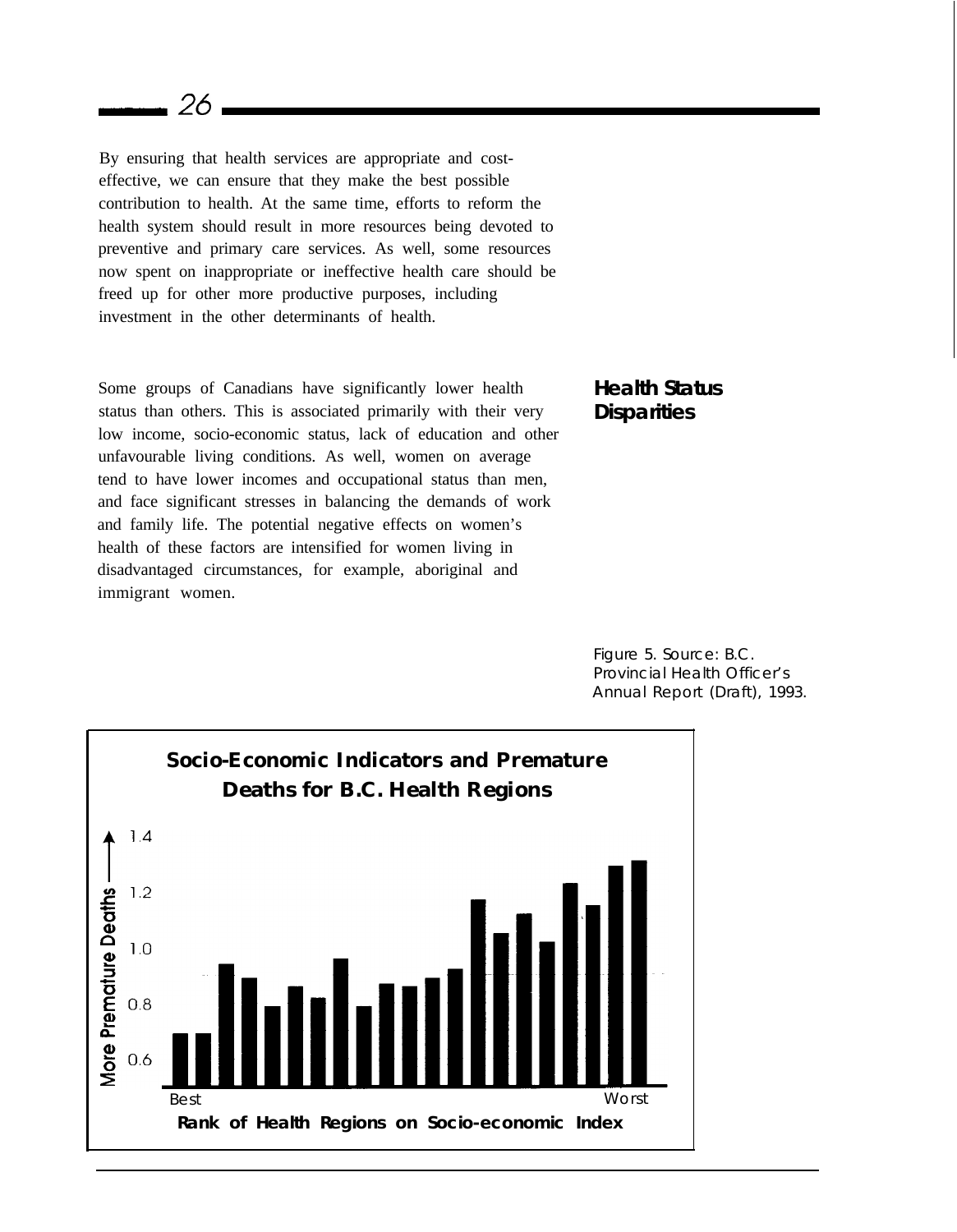By ensuring that health services are appropriate and cost-effective, we can ensure that they make the best possible contribution to health. At the same time, efforts to reform the health system should result in more resources being devoted to preventive and primary care services. As well, some resources now spent on inappropriate or ineffective health care should be freed up for other more productive purposes, including investment in the other determinants of health.

## Health Status Disparities

Some groups of Canadians have significantly lower health status than others. This is associated primarily with their very low income, socio-economic status, lack of education and other unfavourable living conditions. As well, women on average tend to have lower incomes and occupational status than men, and face significant stresses in balancing the demands of work and family life. The potential negative effects on women's health of these factors are intensified for women living in disadvantaged circumstances, for example, aboriginal and immigrant women.

Figure 5. Source: B.C. Provincial Health Officer's Annual Report (Draft), 1993.

**Socio-Economic Indicators and Premature Deaths for B.C. Health Regions**

More Premature Deaths

1.4
1.2
1.0
0.8
0.6

Best — Worst

Rank of Health Regions on Socio-economic Index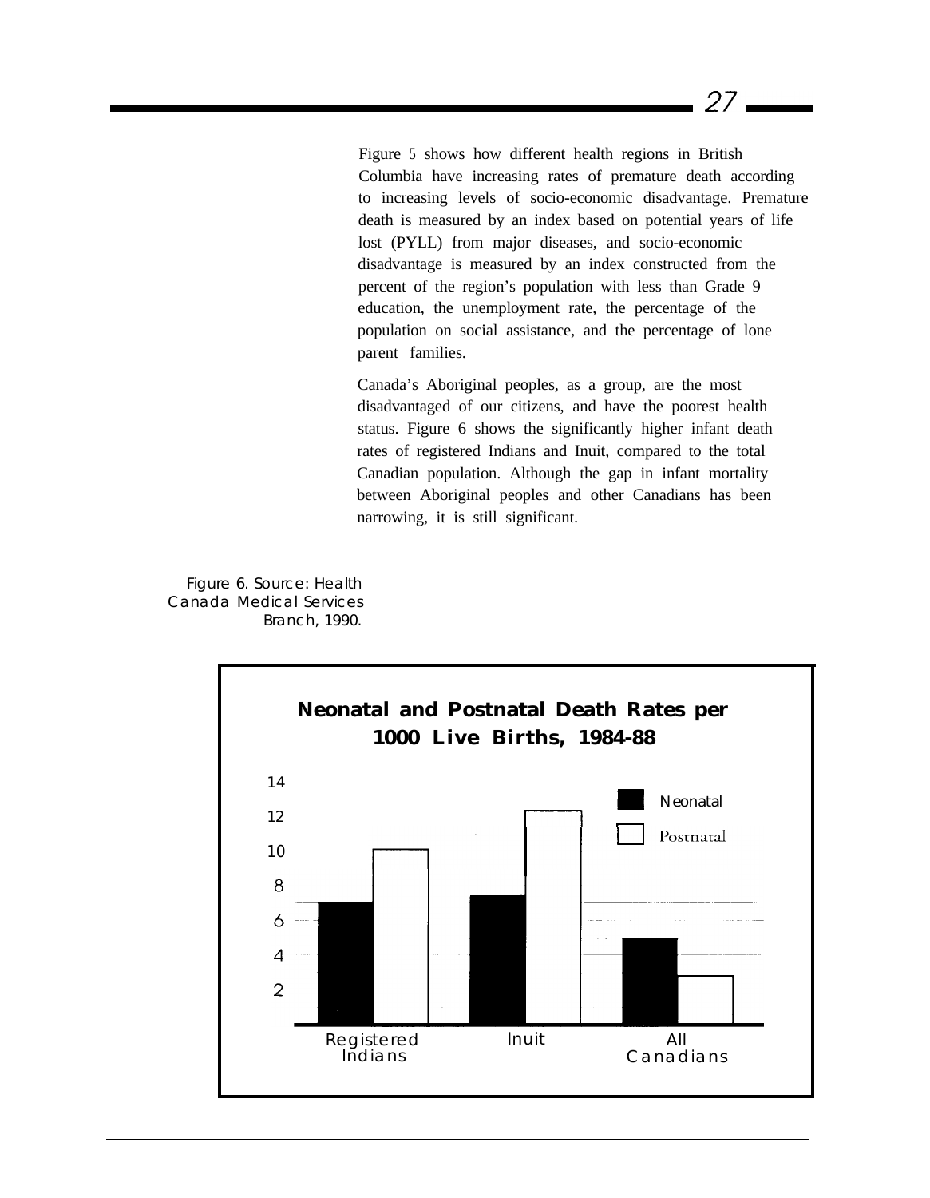Figure 5 shows how different health regions in British Columbia have increasing rates of premature death according to increasing levels of socio-economic disadvantage. Premature death is measured by an index based on potential years of life lost (PYLL) from major diseases, and socio-economic disadvantage is measured by an index constructed from the percent of the region's population with less than Grade 9 education, the unemployment rate, the percentage of the population on social assistance, and the percentage of lone parent families.

Canada's Aboriginal peoples, as a group, are the most disadvantaged of our citizens, and have the poorest health status. Figure 6 shows the significantly higher infant death rates of registered Indians and Inuit, compared to the total Canadian population. Although the gap in infant mortality between Aboriginal peoples and other Canadians has been narrowing, it is still significant.

Figure 6. Source: Health Canada Medical Services Branch, 1990.

**Neonatal and Postnatal Death Rates per 1000 Live Births, 1984-88**

Legend: Neonatal; Postnatal

Y-axis: 2, 4, 6, 8, 10, 12, 14

X-axis: Registered Indians; Inuit; All Canadians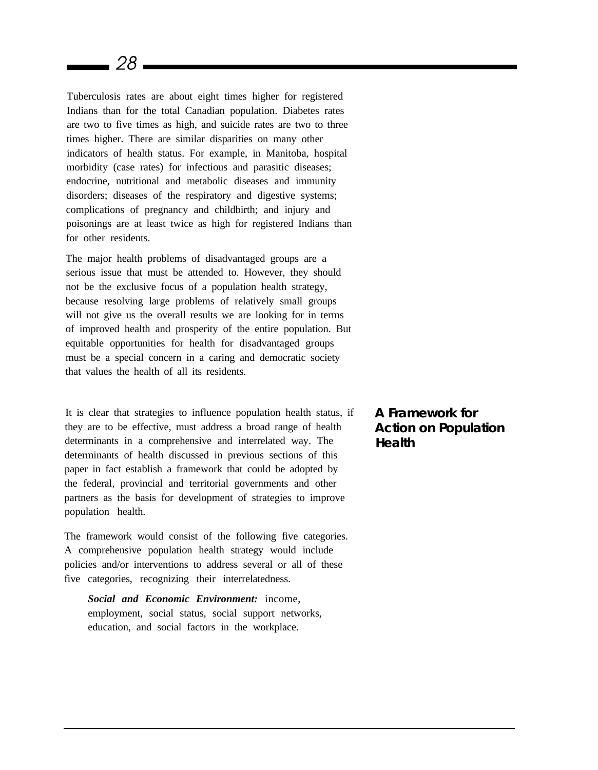Tuberculosis rates are about eight times higher for registered Indians than for the total Canadian population. Diabetes rates are two to five times as high, and suicide rates are two to three times higher. There are similar disparities on many other indicators of health status. For example, in Manitoba, hospital morbidity (case rates) for infectious and parasitic diseases; endocrine, nutritional and metabolic diseases and immunity disorders; diseases of the respiratory and digestive systems; complications of pregnancy and childbirth; and injury and poisonings are at least twice as high for registered Indians than for other residents.

The major health problems of disadvantaged groups are a serious issue that must be attended to. However, they should not be the exclusive focus of a population health strategy, because resolving large problems of relatively small groups will not give us the overall results we are looking for in terms of improved health and prosperity of the entire population. But equitable opportunities for health for disadvantaged groups must be a special concern in a caring and democratic society that values the health of all its residents.

## A Framework for Action on Population Health

It is clear that strategies to influence population health status, if they are to be effective, must address a broad range of health determinants in a comprehensive and interrelated way. The determinants of health discussed in previous sections of this paper in fact establish a framework that could be adopted by the federal, provincial and territorial governments and other partners as the basis for development of strategies to improve population health.

The framework would consist of the following five categories. A comprehensive population health strategy would include policies and/or interventions to address several or all of these five categories, recognizing their interrelatedness.

***Social and Economic Environment:*** income, employment, social status, social support networks, education, and social factors in the workplace.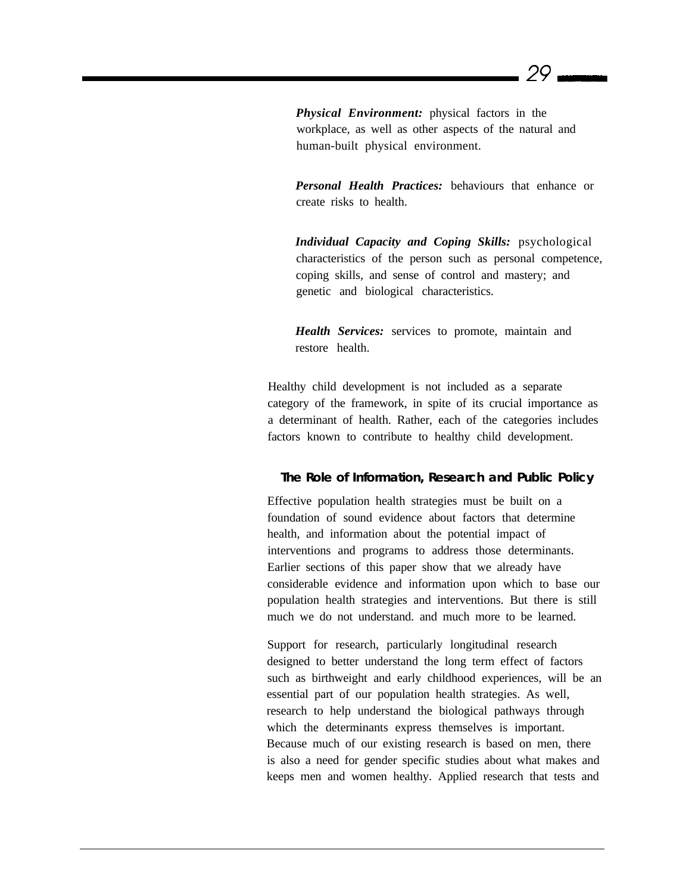***Physical Environment:*** physical factors in the workplace, as well as other aspects of the natural and human-built physical environment.

***Personal Health Practices:*** behaviours that enhance or create risks to health.

***Individual Capacity and Coping Skills:*** psychological characteristics of the person such as personal competence, coping skills, and sense of control and mastery; and genetic and biological characteristics.

***Health Services:*** services to promote, maintain and restore health.

Healthy child development is not included as a separate category of the framework, in spite of its crucial importance as a determinant of health. Rather, each of the categories includes factors known to contribute to healthy child development.

### The Role of Information, Research and Public Policy

Effective population health strategies must be built on a foundation of sound evidence about factors that determine health, and information about the potential impact of interventions and programs to address those determinants. Earlier sections of this paper show that we already have considerable evidence and information upon which to base our population health strategies and interventions. But there is still much we do not understand. and much more to be learned.

Support for research, particularly longitudinal research designed to better understand the long term effect of factors such as birthweight and early childhood experiences, will be an essential part of our population health strategies. As well, research to help understand the biological pathways through which the determinants express themselves is important. Because much of our existing research is based on men, there is also a need for gender specific studies about what makes and keeps men and women healthy. Applied research that tests and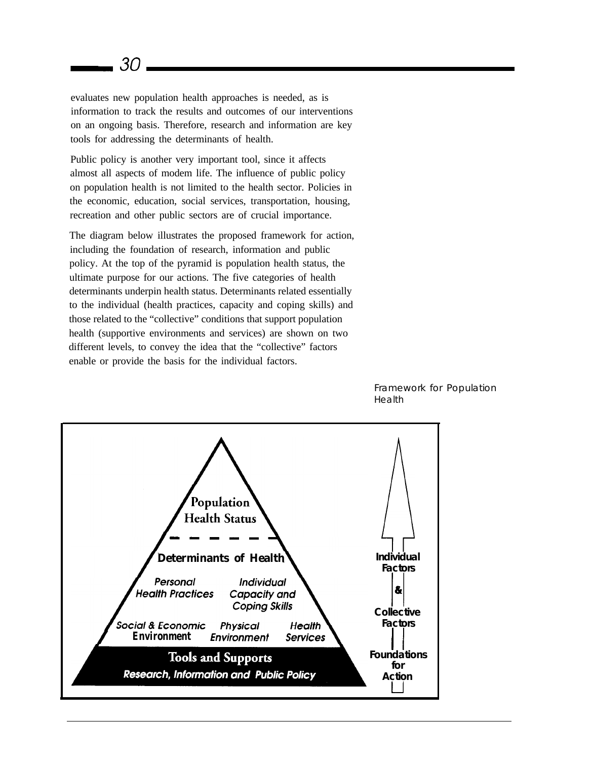evaluates new population health approaches is needed, as is information to track the results and outcomes of our interventions on an ongoing basis. Therefore, research and information are key tools for addressing the determinants of health.

Public policy is another very important tool, since it affects almost all aspects of modem life. The influence of public policy on population health is not limited to the health sector. Policies in the economic, education, social services, transportation, housing, recreation and other public sectors are of crucial importance.

The diagram below illustrates the proposed framework for action, including the foundation of research, information and public policy. At the top of the pyramid is population health status, the ultimate purpose for our actions. The five categories of health determinants underpin health status. Determinants related essentially to the individual (health practices, capacity and coping skills) and those related to the "collective" conditions that support population health (supportive environments and services) are shown on two different levels, to convey the idea that the "collective" factors enable or provide the basis for the individual factors.

Framework for Population Health

**Population Health Status**

**Determinants of Health**

*Personal Health Practices* — *Individual Capacity and Coping Skills*

*Social & Economic Environment* — *Physical Environment* — *Health Services*

**Tools and Supports**

***Research, Information and Public Policy***

**Individual Factors**

**&**

**Collective Factors**

**Foundations for Action**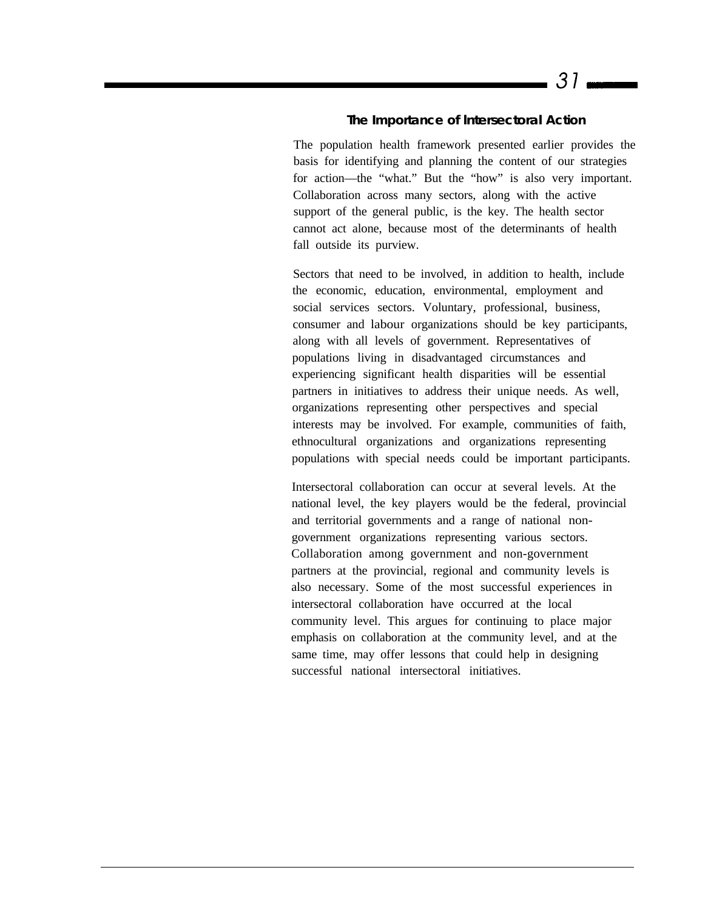### The Importance of Intersectoral Action

The population health framework presented earlier provides the basis for identifying and planning the content of our strategies for action—the "what." But the "how" is also very important. Collaboration across many sectors, along with the active support of the general public, is the key. The health sector cannot act alone, because most of the determinants of health fall outside its purview.

Sectors that need to be involved, in addition to health, include the economic, education, environmental, employment and social services sectors. Voluntary, professional, business, consumer and labour organizations should be key participants, along with all levels of government. Representatives of populations living in disadvantaged circumstances and experiencing significant health disparities will be essential partners in initiatives to address their unique needs. As well, organizations representing other perspectives and special interests may be involved. For example, communities of faith, ethnocultural organizations and organizations representing populations with special needs could be important participants.

Intersectoral collaboration can occur at several levels. At the national level, the key players would be the federal, provincial and territorial governments and a range of national non-government organizations representing various sectors. Collaboration among government and non-government partners at the provincial, regional and community levels is also necessary. Some of the most successful experiences in intersectoral collaboration have occurred at the local community level. This argues for continuing to place major emphasis on collaboration at the community level, and at the same time, may offer lessons that could help in designing successful national intersectoral initiatives.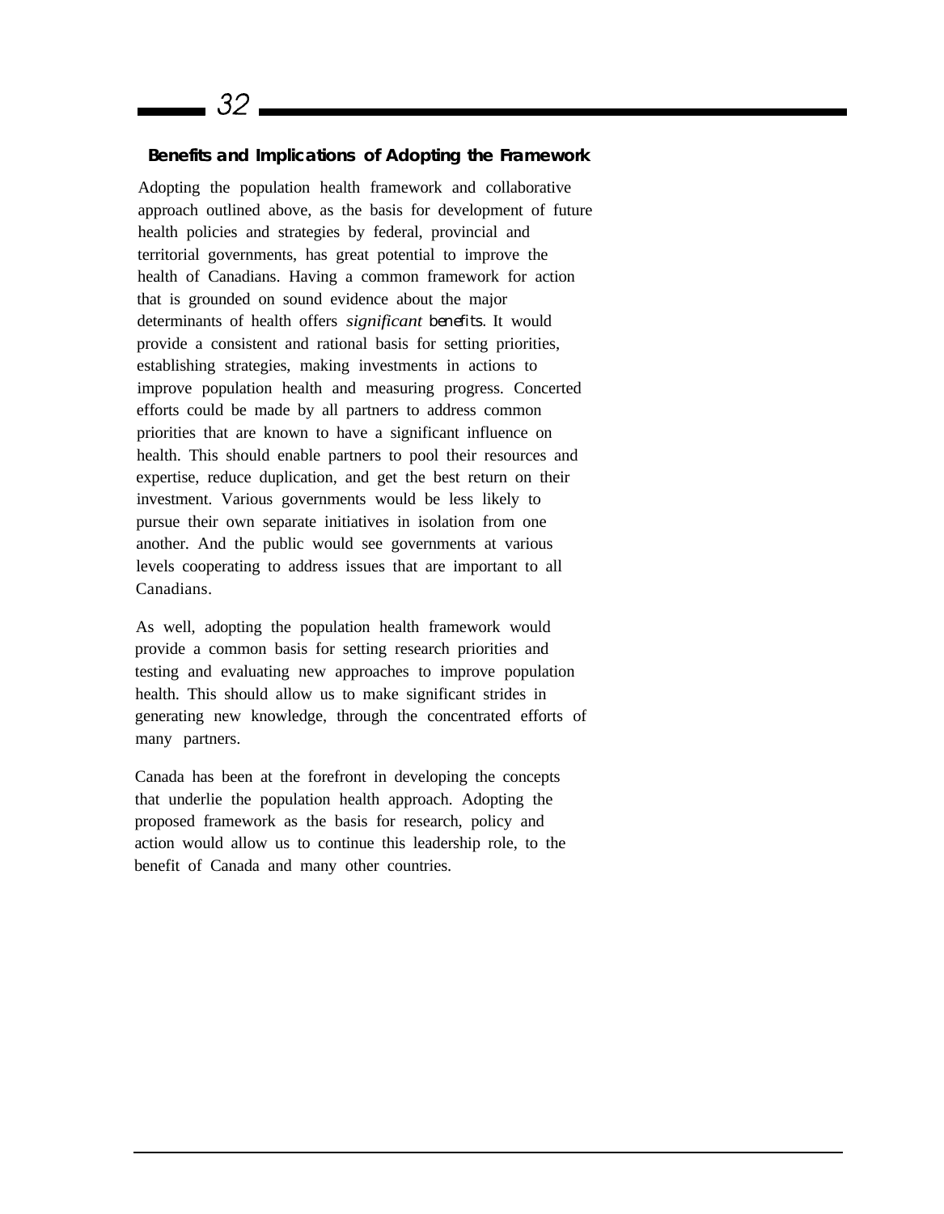### Benefits and Implications of Adopting the Framework

Adopting the population health framework and collaborative approach outlined above, as the basis for development of future health policies and strategies by federal, provincial and territorial governments, has great potential to improve the health of Canadians. Having a common framework for action that is grounded on sound evidence about the major determinants of health offers *significant benefits*. It would provide a consistent and rational basis for setting priorities, establishing strategies, making investments in actions to improve population health and measuring progress. Concerted efforts could be made by all partners to address common priorities that are known to have a significant influence on health. This should enable partners to pool their resources and expertise, reduce duplication, and get the best return on their investment. Various governments would be less likely to pursue their own separate initiatives in isolation from one another. And the public would see governments at various levels cooperating to address issues that are important to all Canadians.

As well, adopting the population health framework would provide a common basis for setting research priorities and testing and evaluating new approaches to improve population health. This should allow us to make significant strides in generating new knowledge, through the concentrated efforts of many partners.

Canada has been at the forefront in developing the concepts that underlie the population health approach. Adopting the proposed framework as the basis for research, policy and action would allow us to continue this leadership role, to the benefit of Canada and many other countries.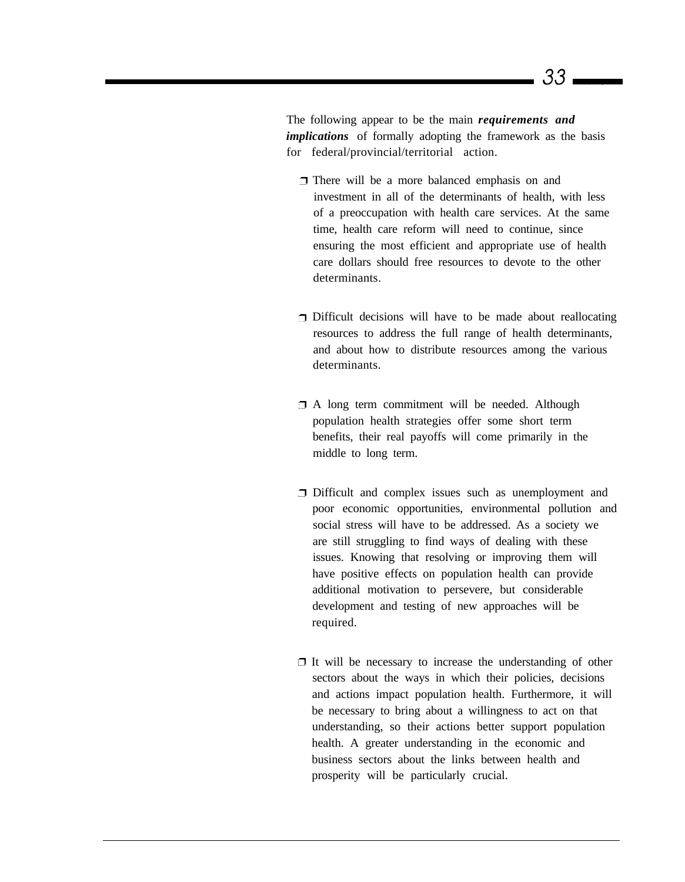The following appear to be the main ***requirements and implications*** of formally adopting the framework as the basis for federal/provincial/territorial action.

- There will be a more balanced emphasis on and investment in all of the determinants of health, with less of a preoccupation with health care services. At the same time, health care reform will need to continue, since ensuring the most efficient and appropriate use of health care dollars should free resources to devote to the other determinants.

- Difficult decisions will have to be made about reallocating resources to address the full range of health determinants, and about how to distribute resources among the various determinants.

- A long term commitment will be needed. Although population health strategies offer some short term benefits, their real payoffs will come primarily in the middle to long term.

- Difficult and complex issues such as unemployment and poor economic opportunities, environmental pollution and social stress will have to be addressed. As a society we are still struggling to find ways of dealing with these issues. Knowing that resolving or improving them will have positive effects on population health can provide additional motivation to persevere, but considerable development and testing of new approaches will be required.

- It will be necessary to increase the understanding of other sectors about the ways in which their policies, decisions and actions impact population health. Furthermore, it will be necessary to bring about a willingness to act on that understanding, so their actions better support population health. A greater understanding in the economic and business sectors about the links between health and prosperity will be particularly crucial.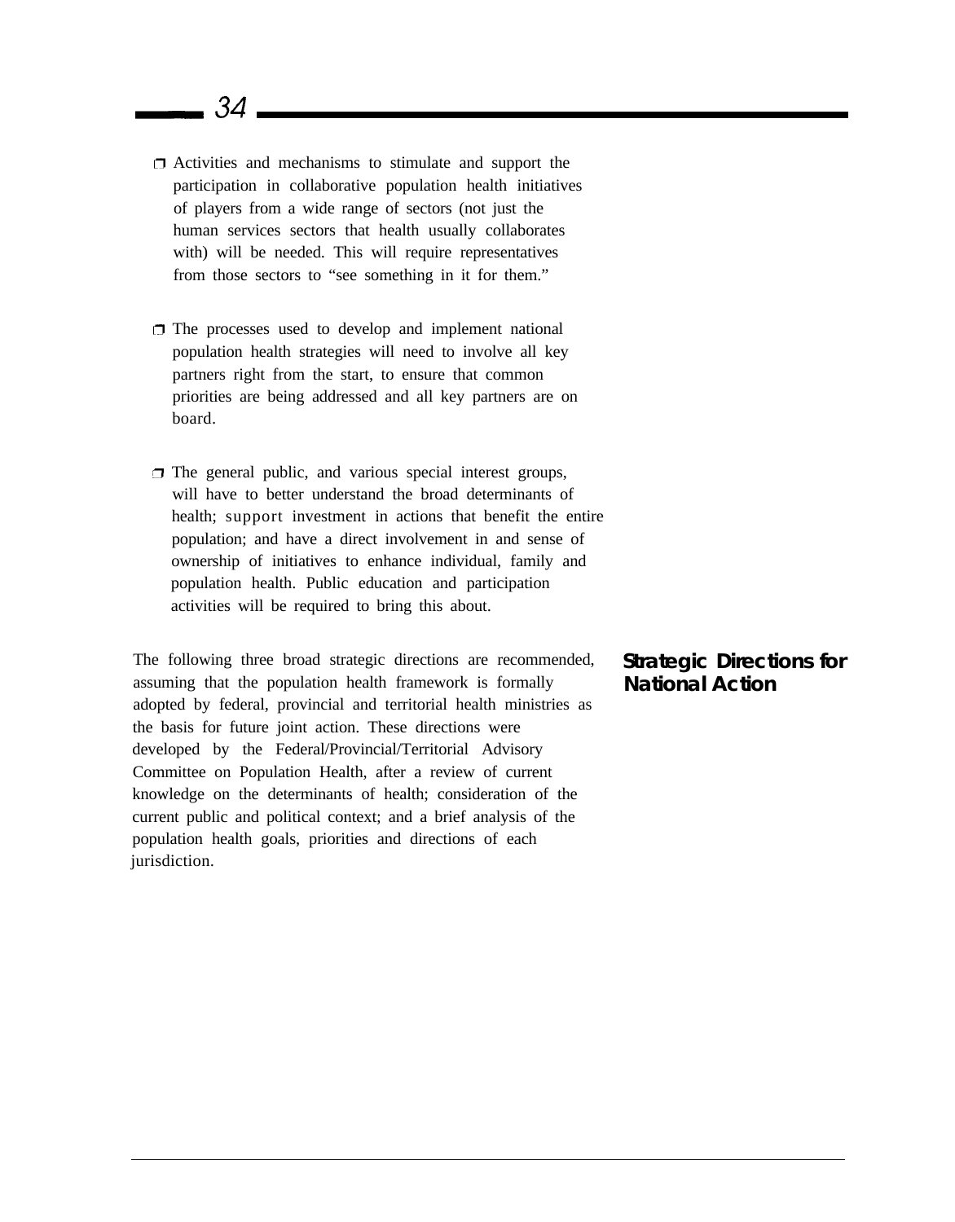- Activities and mechanisms to stimulate and support the participation in collaborative population health initiatives of players from a wide range of sectors (not just the human services sectors that health usually collaborates with) will be needed. This will require representatives from those sectors to "see something in it for them."

- The processes used to develop and implement national population health strategies will need to involve all key partners right from the start, to ensure that common priorities are being addressed and all key partners are on board.

- The general public, and various special interest groups, will have to better understand the broad determinants of health; support investment in actions that benefit the entire population; and have a direct involvement in and sense of ownership of initiatives to enhance individual, family and population health. Public education and participation activities will be required to bring this about.

## Strategic Directions for National Action

The following three broad strategic directions are recommended, assuming that the population health framework is formally adopted by federal, provincial and territorial health ministries as the basis for future joint action. These directions were developed by the Federal/Provincial/Territorial Advisory Committee on Population Health, after a review of current knowledge on the determinants of health; consideration of the current public and political context; and a brief analysis of the population health goals, priorities and directions of each jurisdiction.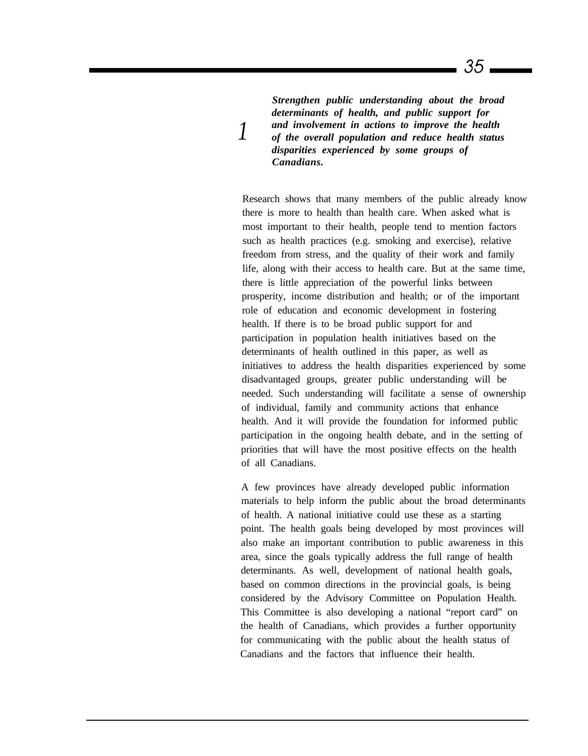1

***Strengthen public understanding about the broad determinants of health, and public support for and involvement in actions to improve the health of the overall population and reduce health status disparities experienced by some groups of Canadians.***

Research shows that many members of the public already know there is more to health than health care. When asked what is most important to their health, people tend to mention factors such as health practices (e.g. smoking and exercise), relative freedom from stress, and the quality of their work and family life, along with their access to health care. But at the same time, there is little appreciation of the powerful links between prosperity, income distribution and health; or of the important role of education and economic development in fostering health. If there is to be broad public support for and participation in population health initiatives based on the determinants of health outlined in this paper, as well as initiatives to address the health disparities experienced by some disadvantaged groups, greater public understanding will be needed. Such understanding will facilitate a sense of ownership of individual, family and community actions that enhance health. And it will provide the foundation for informed public participation in the ongoing health debate, and in the setting of priorities that will have the most positive effects on the health of all Canadians.

A few provinces have already developed public information materials to help inform the public about the broad determinants of health. A national initiative could use these as a starting point. The health goals being developed by most provinces will also make an important contribution to public awareness in this area, since the goals typically address the full range of health determinants. As well, development of national health goals, based on common directions in the provincial goals, is being considered by the Advisory Committee on Population Health. This Committee is also developing a national "report card" on the health of Canadians, which provides a further opportunity for communicating with the public about the health status of Canadians and the factors that influence their health.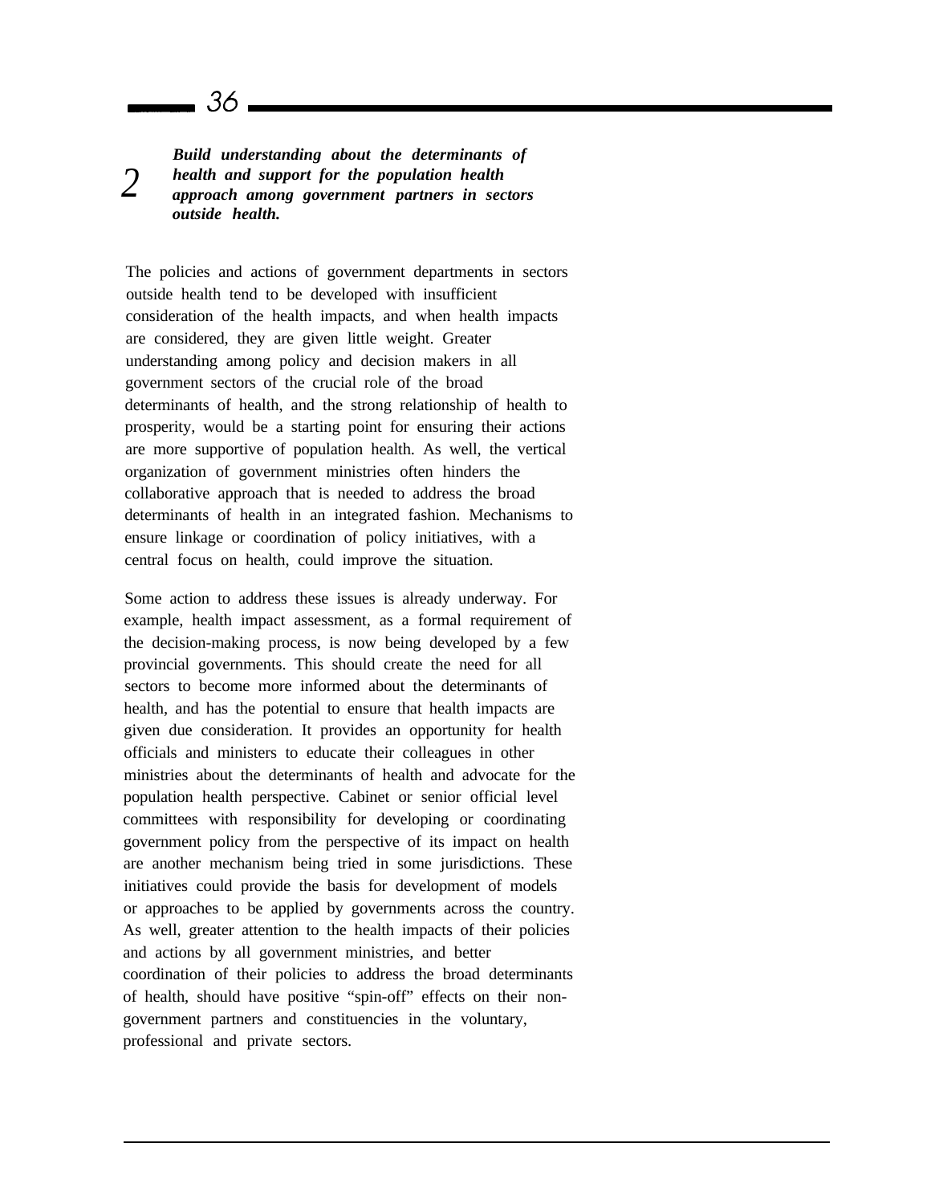**2** ***Build understanding about the determinants of health and support for the population health approach among government partners in sectors outside health.***

The policies and actions of government departments in sectors outside health tend to be developed with insufficient consideration of the health impacts, and when health impacts are considered, they are given little weight. Greater understanding among policy and decision makers in all government sectors of the crucial role of the broad determinants of health, and the strong relationship of health to prosperity, would be a starting point for ensuring their actions are more supportive of population health. As well, the vertical organization of government ministries often hinders the collaborative approach that is needed to address the broad determinants of health in an integrated fashion. Mechanisms to ensure linkage or coordination of policy initiatives, with a central focus on health, could improve the situation.

Some action to address these issues is already underway. For example, health impact assessment, as a formal requirement of the decision-making process, is now being developed by a few provincial governments. This should create the need for all sectors to become more informed about the determinants of health, and has the potential to ensure that health impacts are given due consideration. It provides an opportunity for health officials and ministers to educate their colleagues in other ministries about the determinants of health and advocate for the population health perspective. Cabinet or senior official level committees with responsibility for developing or coordinating government policy from the perspective of its impact on health are another mechanism being tried in some jurisdictions. These initiatives could provide the basis for development of models or approaches to be applied by governments across the country. As well, greater attention to the health impacts of their policies and actions by all government ministries, and better coordination of their policies to address the broad determinants of health, should have positive "spin-off" effects on their non-government partners and constituencies in the voluntary, professional and private sectors.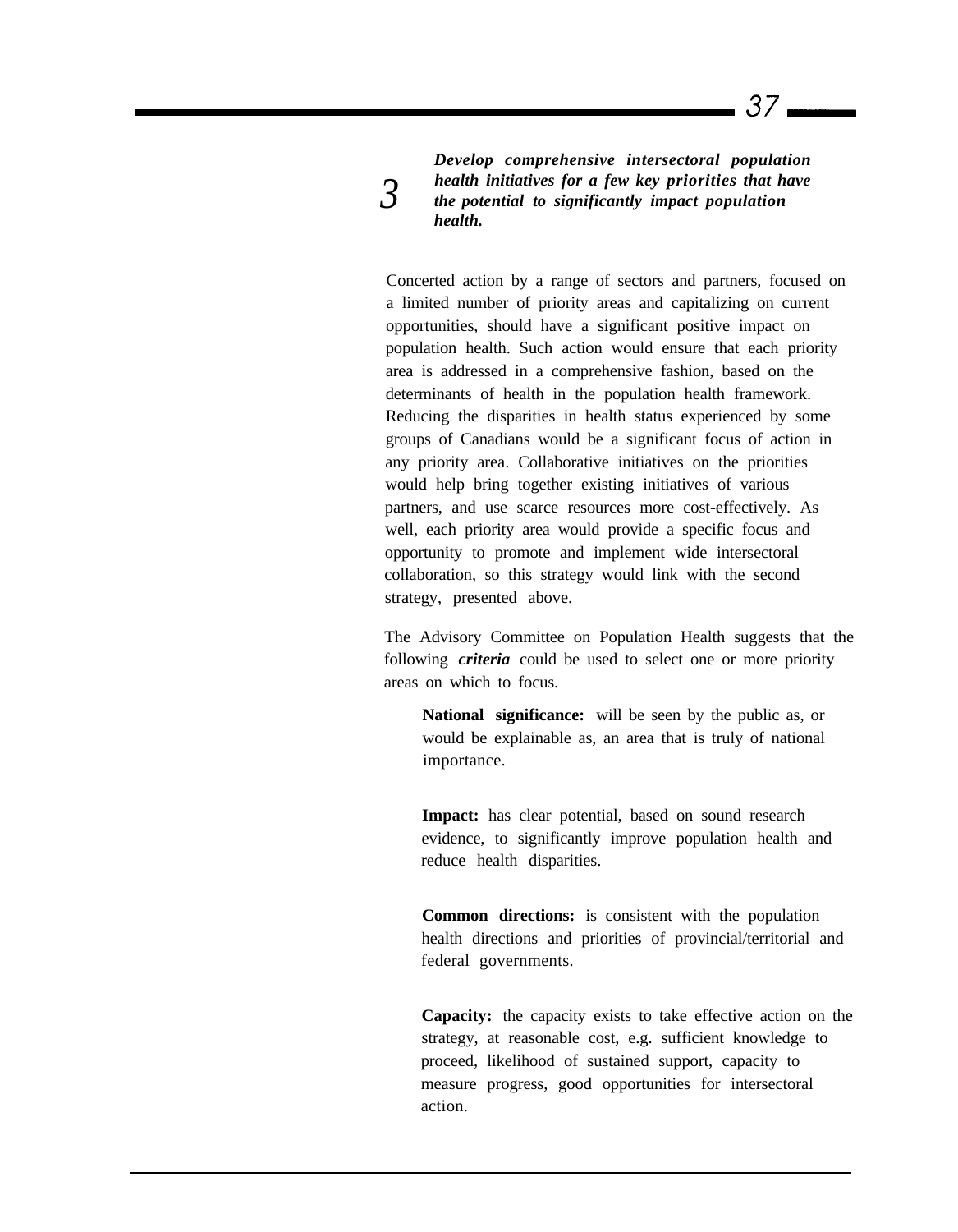### 3 *Develop comprehensive intersectoral population health initiatives for a few key priorities that have the potential to significantly impact population health.*

Concerted action by a range of sectors and partners, focused on a limited number of priority areas and capitalizing on current opportunities, should have a significant positive impact on population health. Such action would ensure that each priority area is addressed in a comprehensive fashion, based on the determinants of health in the population health framework. Reducing the disparities in health status experienced by some groups of Canadians would be a significant focus of action in any priority area. Collaborative initiatives on the priorities would help bring together existing initiatives of various partners, and use scarce resources more cost-effectively. As well, each priority area would provide a specific focus and opportunity to promote and implement wide intersectoral collaboration, so this strategy would link with the second strategy, presented above.

The Advisory Committee on Population Health suggests that the following ***criteria*** could be used to select one or more priority areas on which to focus.

**National significance:** will be seen by the public as, or would be explainable as, an area that is truly of national importance.

**Impact:** has clear potential, based on sound research evidence, to significantly improve population health and reduce health disparities.

**Common directions:** is consistent with the population health directions and priorities of provincial/territorial and federal governments.

**Capacity:** the capacity exists to take effective action on the strategy, at reasonable cost, e.g. sufficient knowledge to proceed, likelihood of sustained support, capacity to measure progress, good opportunities for intersectoral action.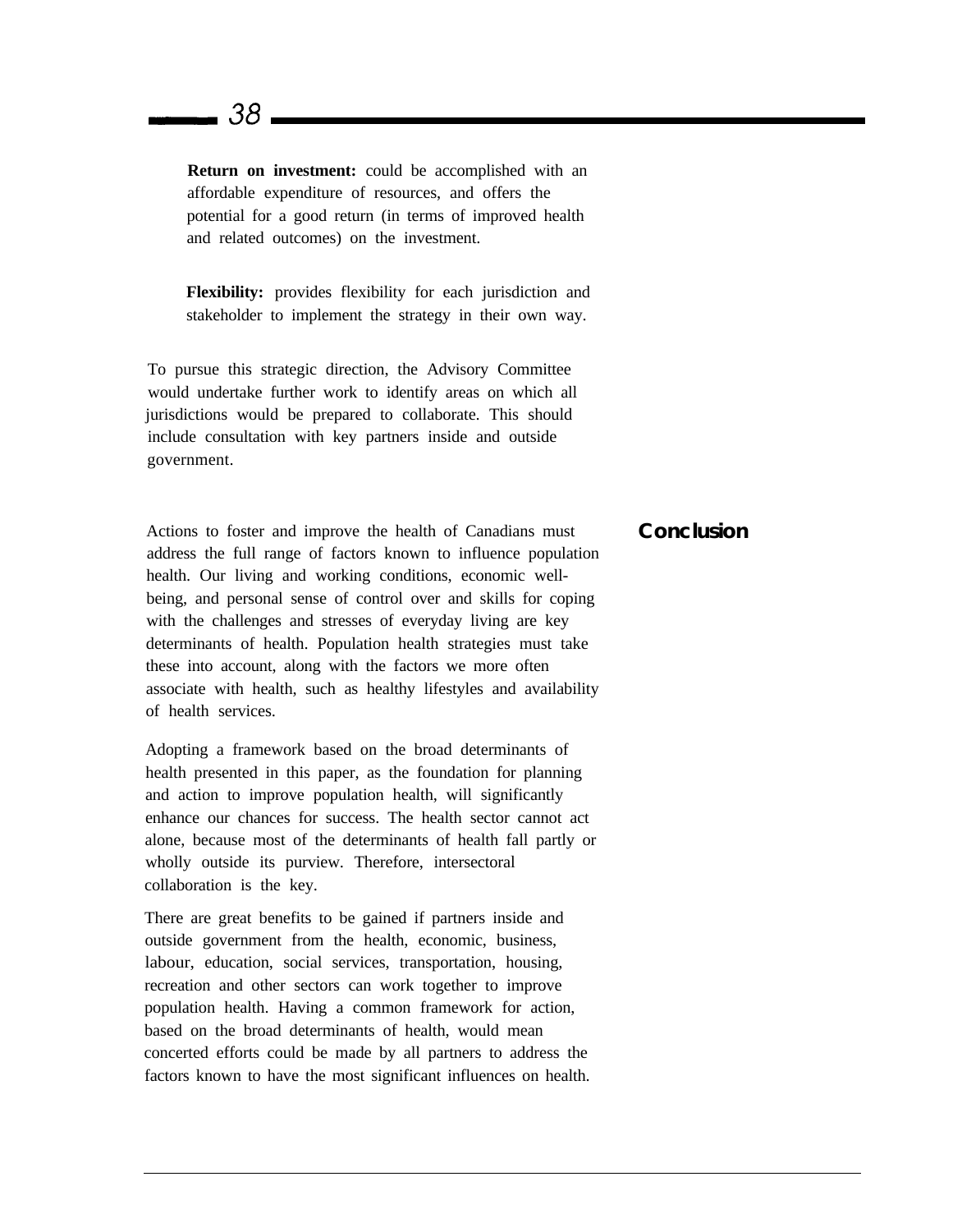**Return on investment:** could be accomplished with an affordable expenditure of resources, and offers the potential for a good return (in terms of improved health and related outcomes) on the investment.

**Flexibility:** provides flexibility for each jurisdiction and stakeholder to implement the strategy in their own way.

To pursue this strategic direction, the Advisory Committee would undertake further work to identify areas on which all jurisdictions would be prepared to collaborate. This should include consultation with key partners inside and outside government.

## Conclusion

Actions to foster and improve the health of Canadians must address the full range of factors known to influence population health. Our living and working conditions, economic well-being, and personal sense of control over and skills for coping with the challenges and stresses of everyday living are key determinants of health. Population health strategies must take these into account, along with the factors we more often associate with health, such as healthy lifestyles and availability of health services.

Adopting a framework based on the broad determinants of health presented in this paper, as the foundation for planning and action to improve population health, will significantly enhance our chances for success. The health sector cannot act alone, because most of the determinants of health fall partly or wholly outside its purview. Therefore, intersectoral collaboration is the key.

There are great benefits to be gained if partners inside and outside government from the health, economic, business, labour, education, social services, transportation, housing, recreation and other sectors can work together to improve population health. Having a common framework for action, based on the broad determinants of health, would mean concerted efforts could be made by all partners to address the factors known to have the most significant influences on health.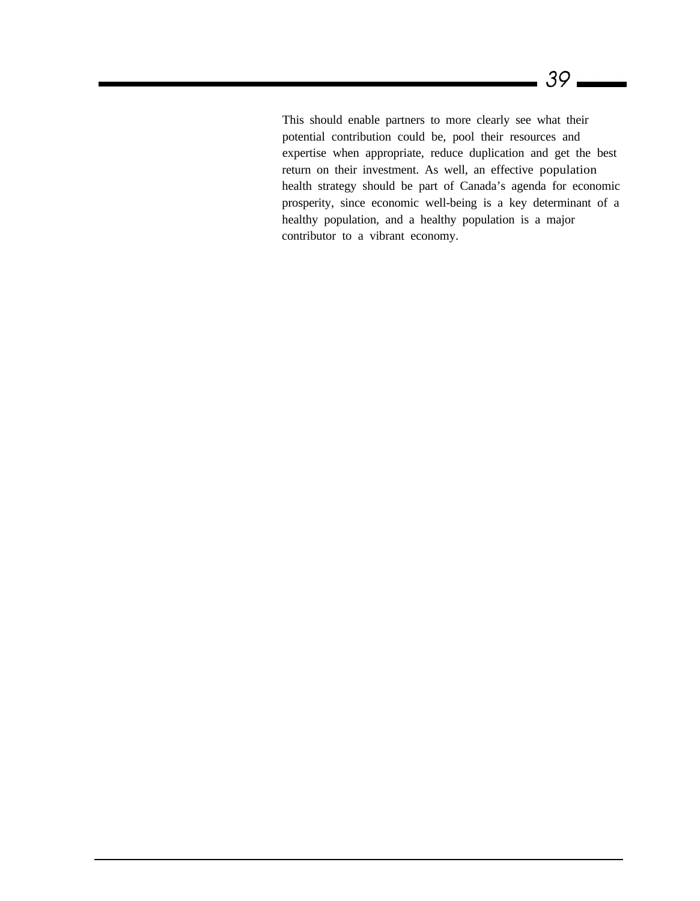This should enable partners to more clearly see what their potential contribution could be, pool their resources and expertise when appropriate, reduce duplication and get the best return on their investment. As well, an effective population health strategy should be part of Canada's agenda for economic prosperity, since economic well-being is a key determinant of a healthy population, and a healthy population is a major contributor to a vibrant economy.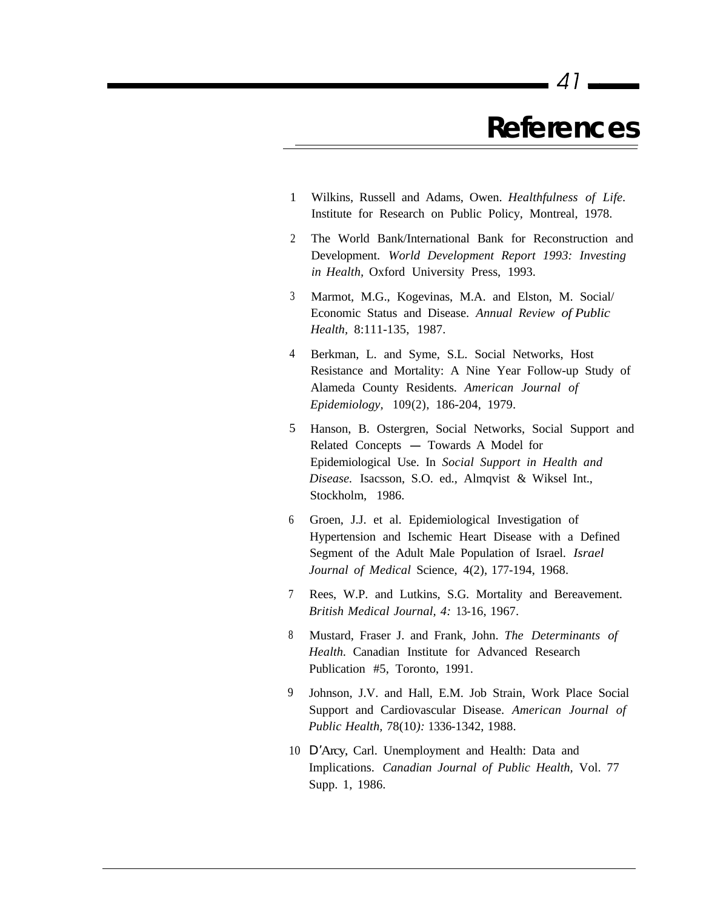# References

1. Wilkins, Russell and Adams, Owen. *Healthfulness of Life*. Institute for Research on Public Policy, Montreal, 1978.
2. The World Bank/International Bank for Reconstruction and Development. *World Development Report 1993: Investing in Health*, Oxford University Press, 1993.
3. Marmot, M.G., Kogevinas, M.A. and Elston, M. Social/ Economic Status and Disease. *Annual Review of Public Health*, 8:111-135, 1987.
4. Berkman, L. and Syme, S.L. Social Networks, Host Resistance and Mortality: A Nine Year Follow-up Study of Alameda County Residents. *American Journal of Epidemiology*, 109(2), 186-204, 1979.
5. Hanson, B. Ostergren, Social Networks, Social Support and Related Concepts — Towards A Model for Epidemiological Use. In *Social Support in Health and Disease.* Isacsson, S.O. ed., Almqvist & Wiksel Int., Stockholm, 1986.
6. Groen, J.J. et al. Epidemiological Investigation of Hypertension and Ischemic Heart Disease with a Defined Segment of the Adult Male Population of Israel. *Israel Journal of Medical* Science, 4(2), 177-194, 1968.
7. Rees, W.P. and Lutkins, S.G. Mortality and Bereavement. *British Medical Journal, 4:* 13-16, 1967.
8. Mustard, Fraser J. and Frank, John. *The Determinants of Health.* Canadian Institute for Advanced Research Publication #5, Toronto, 1991.
9. Johnson, J.V. and Hall, E.M. Job Strain, Work Place Social Support and Cardiovascular Disease. *American Journal of Public Health*, 78(10*):* 1336-1342, 1988.
10. D'Arcy, Carl. Unemployment and Health: Data and Implications. *Canadian Journal of Public Health*, Vol. 77 Supp. 1, 1986.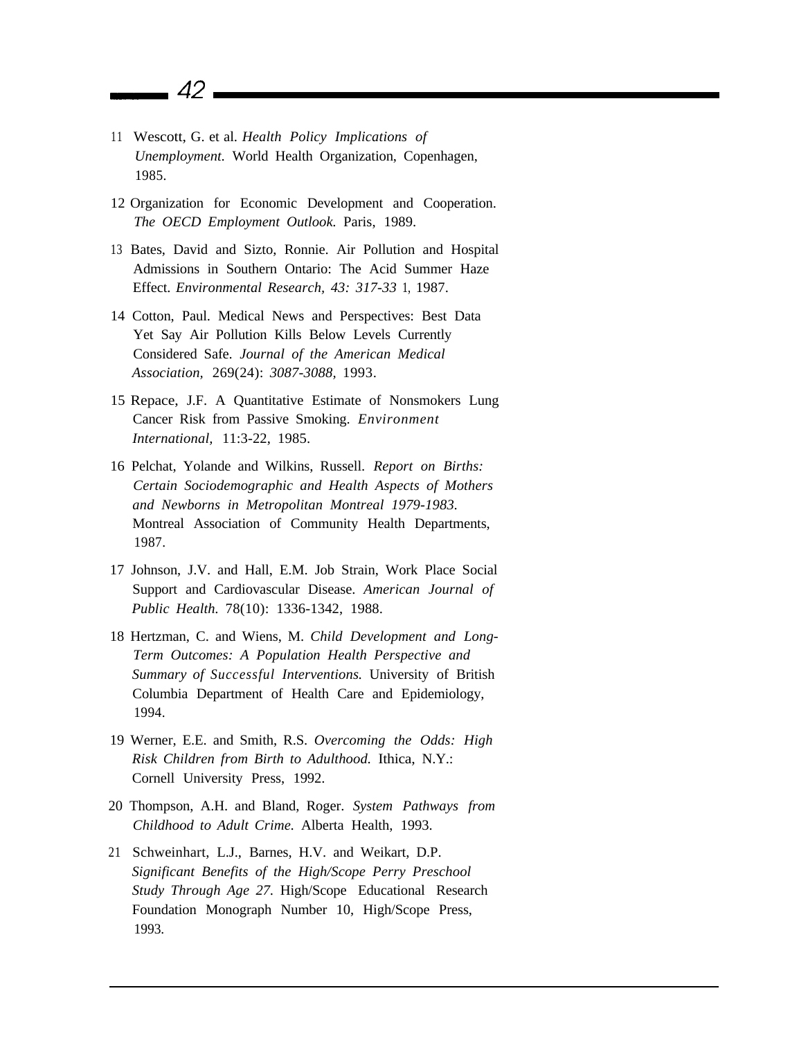11 Wescott, G. et al. *Health Policy Implications of Unemployment.* World Health Organization, Copenhagen, 1985.

12 Organization for Economic Development and Cooperation. *The OECD Employment Outlook.* Paris, 1989.

13 Bates, David and Sizto, Ronnie. Air Pollution and Hospital Admissions in Southern Ontario: The Acid Summer Haze Effect. *Environmental Research, 43: 317-331*, 1987.

14 Cotton, Paul. Medical News and Perspectives: Best Data Yet Say Air Pollution Kills Below Levels Currently Considered Safe. *Journal of the American Medical Association,* 269(24): *3087-3088,* 1993.

15 Repace, J.F. A Quantitative Estimate of Nonsmokers Lung Cancer Risk from Passive Smoking. *Environment International,* 11:3-22, 1985.

16 Pelchat, Yolande and Wilkins, Russell. *Report on Births: Certain Sociodemographic and Health Aspects of Mothers and Newborns in Metropolitan Montreal 1979-1983.* Montreal Association of Community Health Departments, 1987.

17 Johnson, J.V. and Hall, E.M. Job Strain, Work Place Social Support and Cardiovascular Disease. *American Journal of Public Health.* 78(10): 1336-1342, 1988.

18 Hertzman, C. and Wiens, M. *Child Development and Long-Term Outcomes: A Population Health Perspective and Summary of Successful Interventions.* University of British Columbia Department of Health Care and Epidemiology, 1994.

19 Werner, E.E. and Smith, R.S. *Overcoming the Odds: High Risk Children from Birth to Adulthood.* Ithica, N.Y.: Cornell University Press, 1992.

20 Thompson, A.H. and Bland, Roger. *System Pathways from Childhood to Adult Crime.* Alberta Health, 1993.

21 Schweinhart, L.J., Barnes, H.V. and Weikart, D.P. *Significant Benefits of the High/Scope Perry Preschool Study Through Age 27.* High/Scope Educational Research Foundation Monograph Number 10, High/Scope Press, 1993.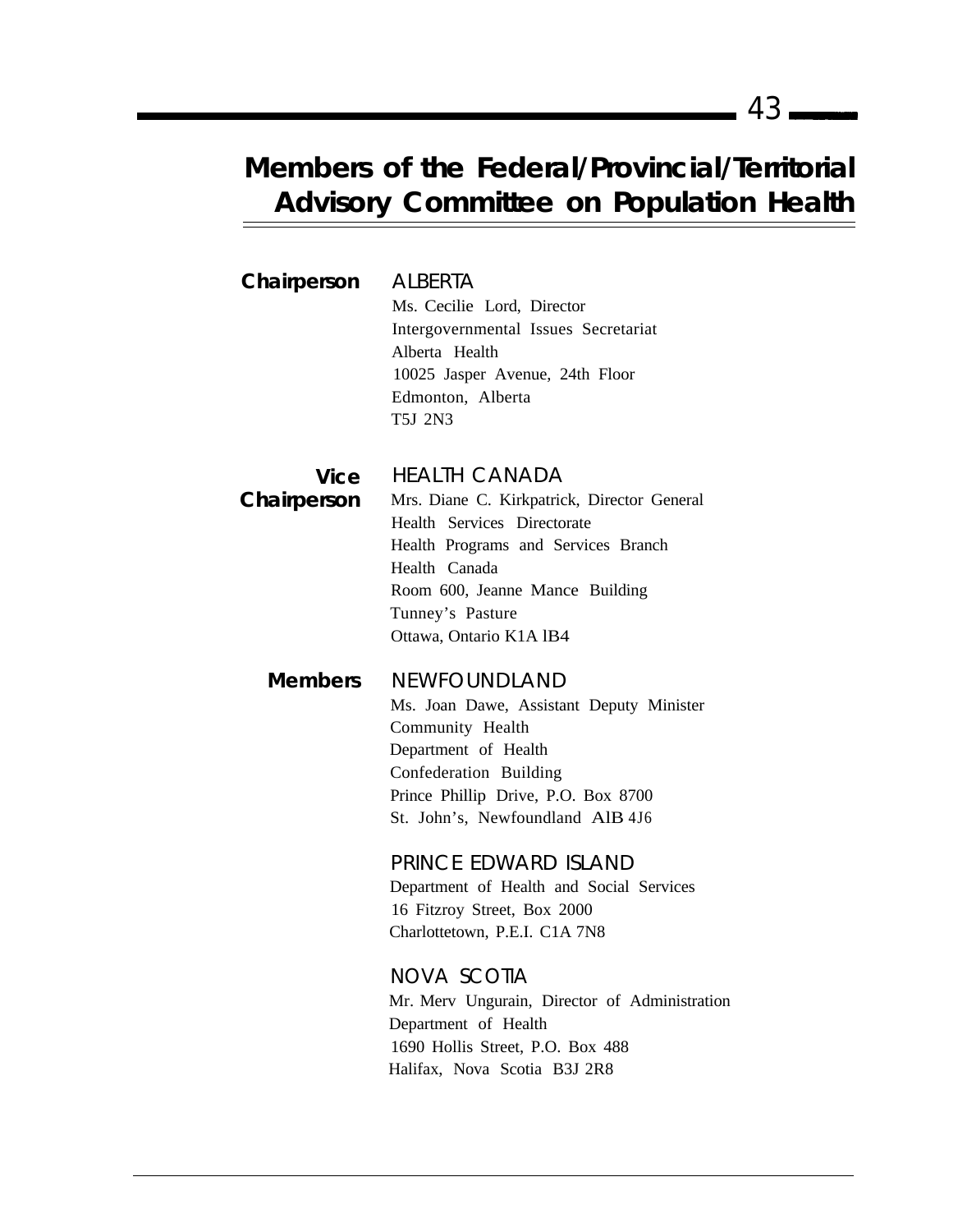# Members of the Federal/Provincial/Territorial Advisory Committee on Population Health

**Chairperson**

ALBERTA
Ms. Cecilie Lord, Director
Intergovernmental Issues Secretariat
Alberta Health
10025 Jasper Avenue, 24th Floor
Edmonton, Alberta
T5J 2N3

**Vice Chairperson**

HEALTH CANADA
Mrs. Diane C. Kirkpatrick, Director General
Health Services Directorate
Health Programs and Services Branch
Health Canada
Room 600, Jeanne Mance Building
Tunney's Pasture
Ottawa, Ontario K1A lB4

**Members**

NEWFOUNDLAND
Ms. Joan Dawe, Assistant Deputy Minister
Community Health
Department of Health
Confederation Building
Prince Phillip Drive, P.O. Box 8700
St. John's, Newfoundland AlB 4J6

PRINCE EDWARD ISLAND
Department of Health and Social Services
16 Fitzroy Street, Box 2000
Charlottetown, P.E.I. C1A 7N8

NOVA SCOTIA
Mr. Merv Ungurain, Director of Administration
Department of Health
1690 Hollis Street, P.O. Box 488
Halifax, Nova Scotia B3J 2R8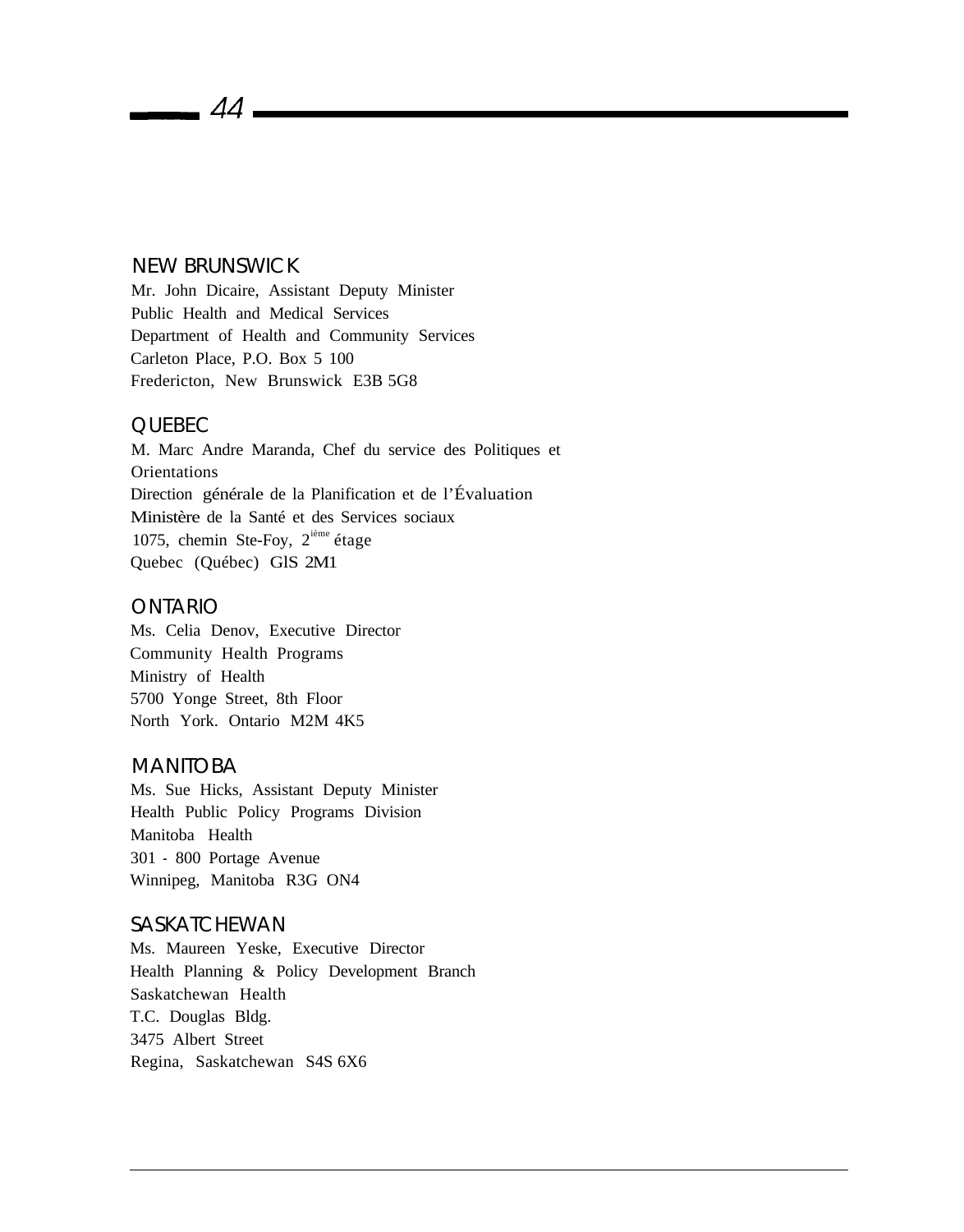## NEW BRUNSWICK

Mr. John Dicaire, Assistant Deputy Minister
Public Health and Medical Services
Department of Health and Community Services
Carleton Place, P.O. Box 5 100
Fredericton, New Brunswick E3B 5G8

## QUEBEC

M. Marc Andre Maranda, Chef du service des Politiques et Orientations
Direction générale de la Planification et de l'Évaluation
Ministère de la Santé et des Services sociaux
1075, chemin Ste-Foy, 2ième étage
Quebec (Québec) GlS 2M1

## ONTARIO

Ms. Celia Denov, Executive Director
Community Health Programs
Ministry of Health
5700 Yonge Street, 8th Floor
North York. Ontario M2M 4K5

## MANITOBA

Ms. Sue Hicks, Assistant Deputy Minister
Health Public Policy Programs Division
Manitoba Health
301 - 800 Portage Avenue
Winnipeg, Manitoba R3G ON4

## SASKATCHEWAN

Ms. Maureen Yeske, Executive Director
Health Planning & Policy Development Branch
Saskatchewan Health
T.C. Douglas Bldg.
3475 Albert Street
Regina, Saskatchewan S4S 6X6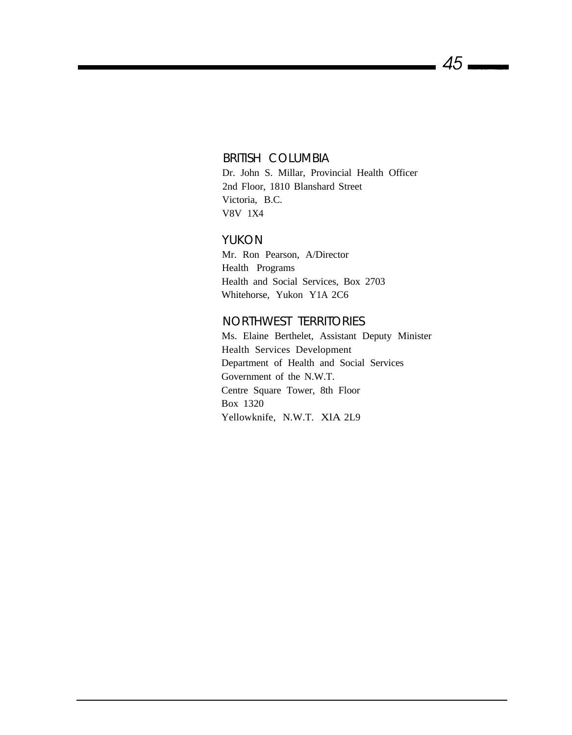### BRITISH COLUMBIA

Dr. John S. Millar, Provincial Health Officer
2nd Floor, 1810 Blanshard Street
Victoria, B.C.
V8V 1X4

### YUKON

Mr. Ron Pearson, A/Director
Health Programs
Health and Social Services, Box 2703
Whitehorse, Yukon Y1A 2C6

### NORTHWEST TERRITORIES

Ms. Elaine Berthelet, Assistant Deputy Minister
Health Services Development
Department of Health and Social Services
Government of the N.W.T.
Centre Square Tower, 8th Floor
Box 1320
Yellowknife, N.W.T. XlA 2L9